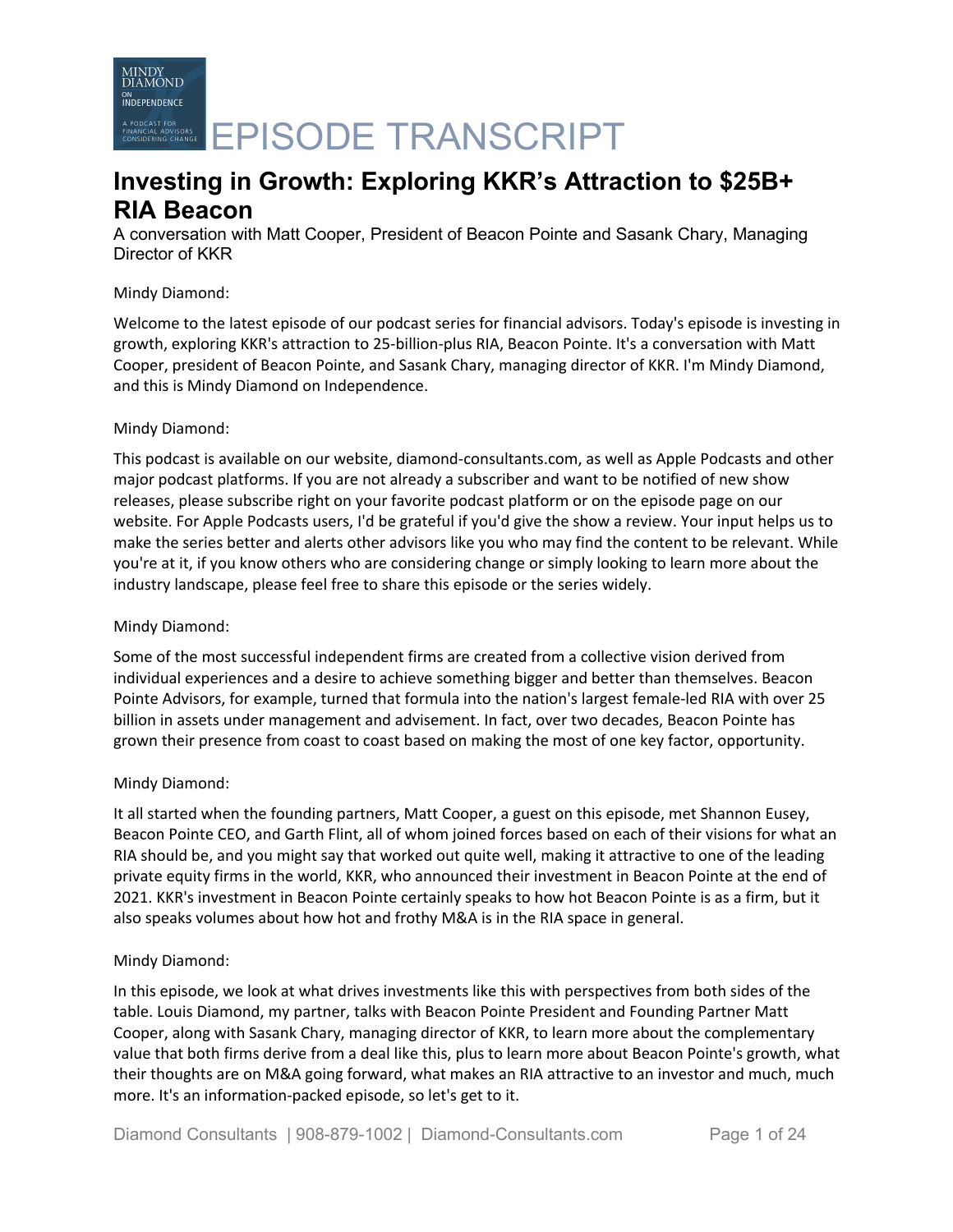# EPISODE TRANSCRIPT

## Investing in Growth: Exploring KKR's Attraction to $25B+ RIA Beacon

A conversation with Matt Cooper, President of Beacon Pointe and Sasank Chary, Managing Director of KKR

Mindy Diamond:

Welcome to the latest episode of our podcast series for financial advisors. Today's episode is investing in growth, exploring KKR's attraction to 25-billion-plus RIA, Beacon Pointe. It's a conversation with Matt Cooper, president of Beacon Pointe, and Sasank Chary, managing director of KKR. I'm Mindy Diamond, and this is Mindy Diamond on Independence.

Mindy Diamond:

This podcast is available on our website, diamond-consultants.com, as well as Apple Podcasts and other major podcast platforms. If you are not already a subscriber and want to be notified of new show releases, please subscribe right on your favorite podcast platform or on the episode page on our website. For Apple Podcasts users, I'd be grateful if you'd give the show a review. Your input helps us to make the series better and alerts other advisors like you who may find the content to be relevant. While you're at it, if you know others who are considering change or simply looking to learn more about the industry landscape, please feel free to share this episode or the series widely.

Mindy Diamond:

Some of the most successful independent firms are created from a collective vision derived from individual experiences and a desire to achieve something bigger and better than themselves. Beacon Pointe Advisors, for example, turned that formula into the nation's largest female-led RIA with over 25 billion in assets under management and advisement. In fact, over two decades, Beacon Pointe has grown their presence from coast to coast based on making the most of one key factor, opportunity.

Mindy Diamond:

It all started when the founding partners, Matt Cooper, a guest on this episode, met Shannon Eusey, Beacon Pointe CEO, and Garth Flint, all of whom joined forces based on each of their visions for what an RIA should be, and you might say that worked out quite well, making it attractive to one of the leading private equity firms in the world, KKR, who announced their investment in Beacon Pointe at the end of 2021. KKR's investment in Beacon Pointe certainly speaks to how hot Beacon Pointe is as a firm, but it also speaks volumes about how hot and frothy M&A is in the RIA space in general.

Mindy Diamond:

In this episode, we look at what drives investments like this with perspectives from both sides of the table. Louis Diamond, my partner, talks with Beacon Pointe President and Founding Partner Matt Cooper, along with Sasank Chary, managing director of KKR, to learn more about the complementary value that both firms derive from a deal like this, plus to learn more about Beacon Pointe's growth, what their thoughts are on M&A going forward, what makes an RIA attractive to an investor and much, much more. It's an information-packed episode, so let's get to it.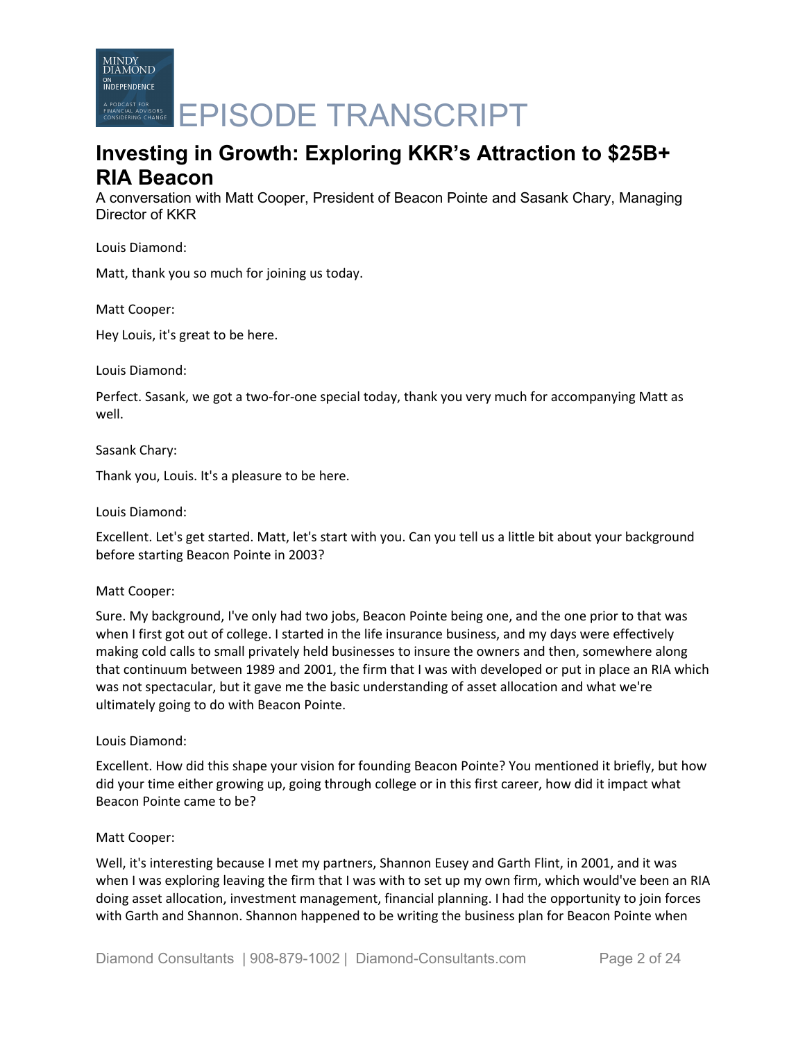# Investing in Growth: Exploring KKR's Attraction to $25B+ RIA Beacon

A conversation with Matt Cooper, President of Beacon Pointe and Sasank Chary, Managing Director of KKR

Louis Diamond:

Matt, thank you so much for joining us today.

Matt Cooper:

Hey Louis, it's great to be here.

Louis Diamond:

Perfect. Sasank, we got a two-for-one special today, thank you very much for accompanying Matt as well.

Sasank Chary:

Thank you, Louis. It's a pleasure to be here.

Louis Diamond:

Excellent. Let's get started. Matt, let's start with you. Can you tell us a little bit about your background before starting Beacon Pointe in 2003?

Matt Cooper:

Sure. My background, I've only had two jobs, Beacon Pointe being one, and the one prior to that was when I first got out of college. I started in the life insurance business, and my days were effectively making cold calls to small privately held businesses to insure the owners and then, somewhere along that continuum between 1989 and 2001, the firm that I was with developed or put in place an RIA which was not spectacular, but it gave me the basic understanding of asset allocation and what we're ultimately going to do with Beacon Pointe.

Louis Diamond:

Excellent. How did this shape your vision for founding Beacon Pointe? You mentioned it briefly, but how did your time either growing up, going through college or in this first career, how did it impact what Beacon Pointe came to be?

Matt Cooper:

Well, it's interesting because I met my partners, Shannon Eusey and Garth Flint, in 2001, and it was when I was exploring leaving the firm that I was with to set up my own firm, which would've been an RIA doing asset allocation, investment management, financial planning. I had the opportunity to join forces with Garth and Shannon. Shannon happened to be writing the business plan for Beacon Pointe when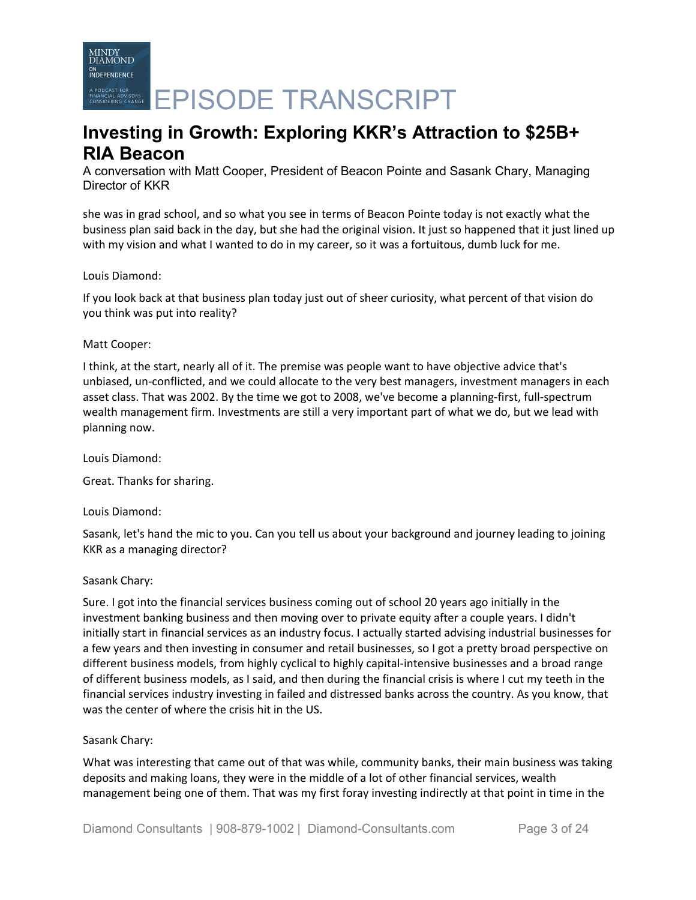she was in grad school, and so what you see in terms of Beacon Pointe today is not exactly what the business plan said back in the day, but she had the original vision. It just so happened that it just lined up with my vision and what I wanted to do in my career, so it was a fortuitous, dumb luck for me.

Louis Diamond:

If you look back at that business plan today just out of sheer curiosity, what percent of that vision do you think was put into reality?

Matt Cooper:

I think, at the start, nearly all of it. The premise was people want to have objective advice that's unbiased, un-conflicted, and we could allocate to the very best managers, investment managers in each asset class. That was 2002. By the time we got to 2008, we've become a planning-first, full-spectrum wealth management firm. Investments are still a very important part of what we do, but we lead with planning now.

Louis Diamond:

Great. Thanks for sharing.

Louis Diamond:

Sasank, let's hand the mic to you. Can you tell us about your background and journey leading to joining KKR as a managing director?

Sasank Chary:

Sure. I got into the financial services business coming out of school 20 years ago initially in the investment banking business and then moving over to private equity after a couple years. I didn't initially start in financial services as an industry focus. I actually started advising industrial businesses for a few years and then investing in consumer and retail businesses, so I got a pretty broad perspective on different business models, from highly cyclical to highly capital-intensive businesses and a broad range of different business models, as I said, and then during the financial crisis is where I cut my teeth in the financial services industry investing in failed and distressed banks across the country. As you know, that was the center of where the crisis hit in the US.

Sasank Chary:

What was interesting that came out of that was while, community banks, their main business was taking deposits and making loans, they were in the middle of a lot of other financial services, wealth management being one of them. That was my first foray investing indirectly at that point in time in the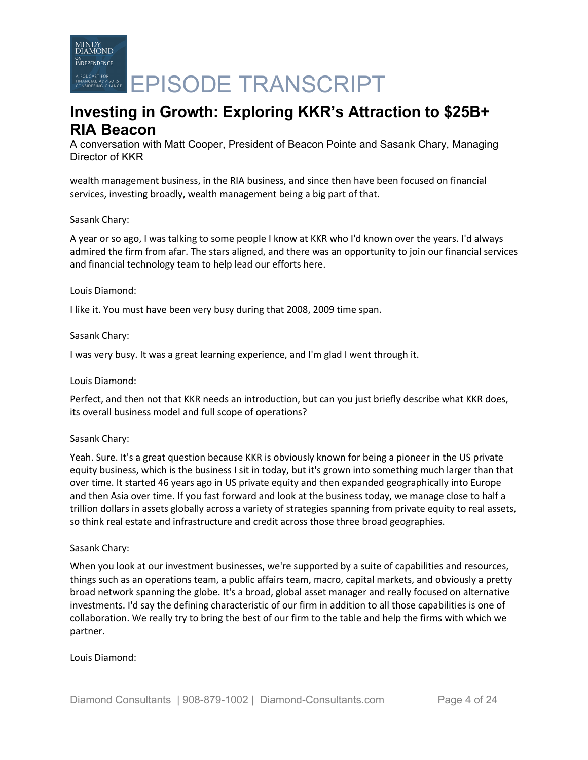wealth management business, in the RIA business, and since then have been focused on financial services, investing broadly, wealth management being a big part of that.

Sasank Chary:

A year or so ago, I was talking to some people I know at KKR who I'd known over the years. I'd always admired the firm from afar. The stars aligned, and there was an opportunity to join our financial services and financial technology team to help lead our efforts here.

Louis Diamond:

I like it. You must have been very busy during that 2008, 2009 time span.

Sasank Chary:

I was very busy. It was a great learning experience, and I'm glad I went through it.

Louis Diamond:

Perfect, and then not that KKR needs an introduction, but can you just briefly describe what KKR does, its overall business model and full scope of operations?

Sasank Chary:

Yeah. Sure. It's a great question because KKR is obviously known for being a pioneer in the US private equity business, which is the business I sit in today, but it's grown into something much larger than that over time. It started 46 years ago in US private equity and then expanded geographically into Europe and then Asia over time. If you fast forward and look at the business today, we manage close to half a trillion dollars in assets globally across a variety of strategies spanning from private equity to real assets, so think real estate and infrastructure and credit across those three broad geographies.

Sasank Chary:

When you look at our investment businesses, we're supported by a suite of capabilities and resources, things such as an operations team, a public affairs team, macro, capital markets, and obviously a pretty broad network spanning the globe. It's a broad, global asset manager and really focused on alternative investments. I'd say the defining characteristic of our firm in addition to all those capabilities is one of collaboration. We really try to bring the best of our firm to the table and help the firms with which we partner.

Louis Diamond: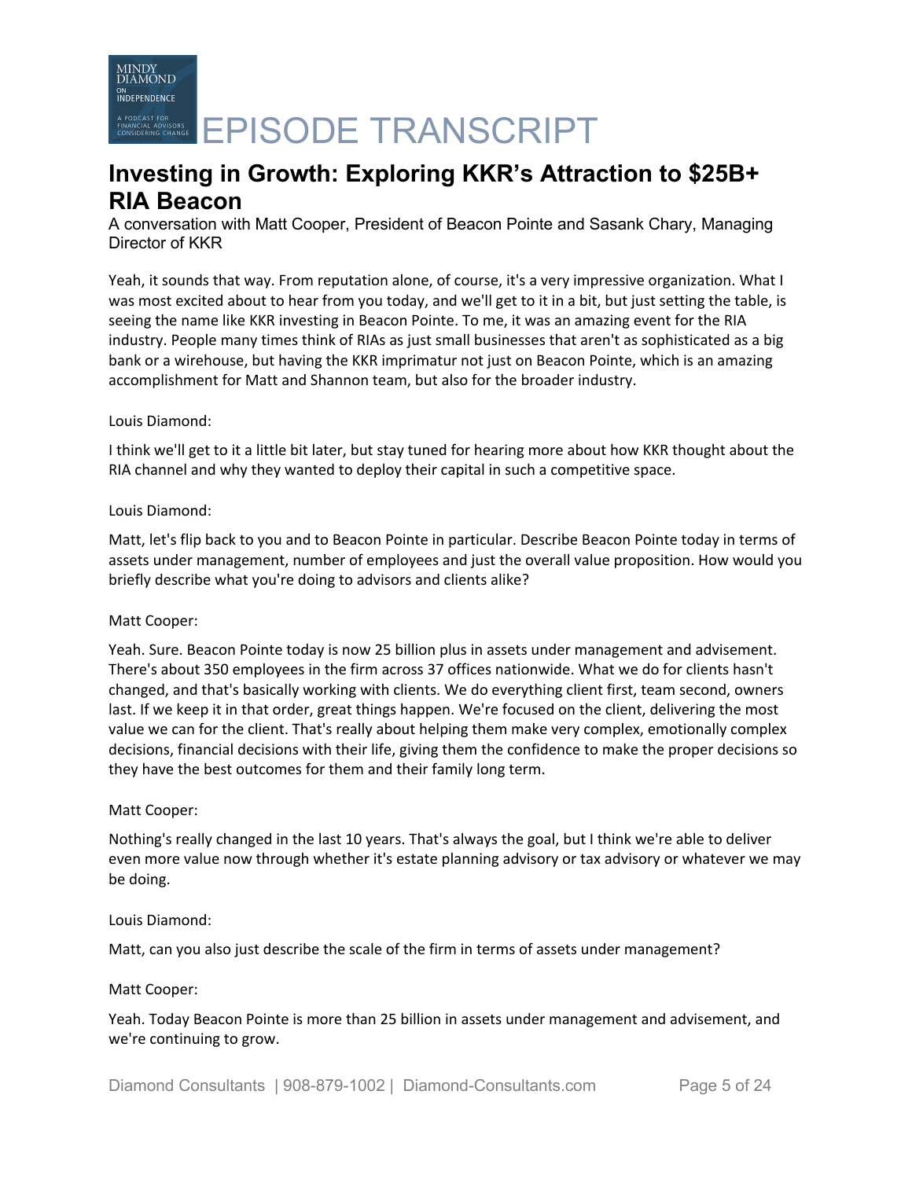Yeah, it sounds that way. From reputation alone, of course, it's a very impressive organization. What I was most excited about to hear from you today, and we'll get to it in a bit, but just setting the table, is seeing the name like KKR investing in Beacon Pointe. To me, it was an amazing event for the RIA industry. People many times think of RIAs as just small businesses that aren't as sophisticated as a big bank or a wirehouse, but having the KKR imprimatur not just on Beacon Pointe, which is an amazing accomplishment for Matt and Shannon team, but also for the broader industry.

Louis Diamond:

I think we'll get to it a little bit later, but stay tuned for hearing more about how KKR thought about the RIA channel and why they wanted to deploy their capital in such a competitive space.

Louis Diamond:

Matt, let's flip back to you and to Beacon Pointe in particular. Describe Beacon Pointe today in terms of assets under management, number of employees and just the overall value proposition. How would you briefly describe what you're doing to advisors and clients alike?

Matt Cooper:

Yeah. Sure. Beacon Pointe today is now 25 billion plus in assets under management and advisement. There's about 350 employees in the firm across 37 offices nationwide. What we do for clients hasn't changed, and that's basically working with clients. We do everything client first, team second, owners last. If we keep it in that order, great things happen. We're focused on the client, delivering the most value we can for the client. That's really about helping them make very complex, emotionally complex decisions, financial decisions with their life, giving them the confidence to make the proper decisions so they have the best outcomes for them and their family long term.

Matt Cooper:

Nothing's really changed in the last 10 years. That's always the goal, but I think we're able to deliver even more value now through whether it's estate planning advisory or tax advisory or whatever we may be doing.

Louis Diamond:

Matt, can you also just describe the scale of the firm in terms of assets under management?

Matt Cooper:

Yeah. Today Beacon Pointe is more than 25 billion in assets under management and advisement, and we're continuing to grow.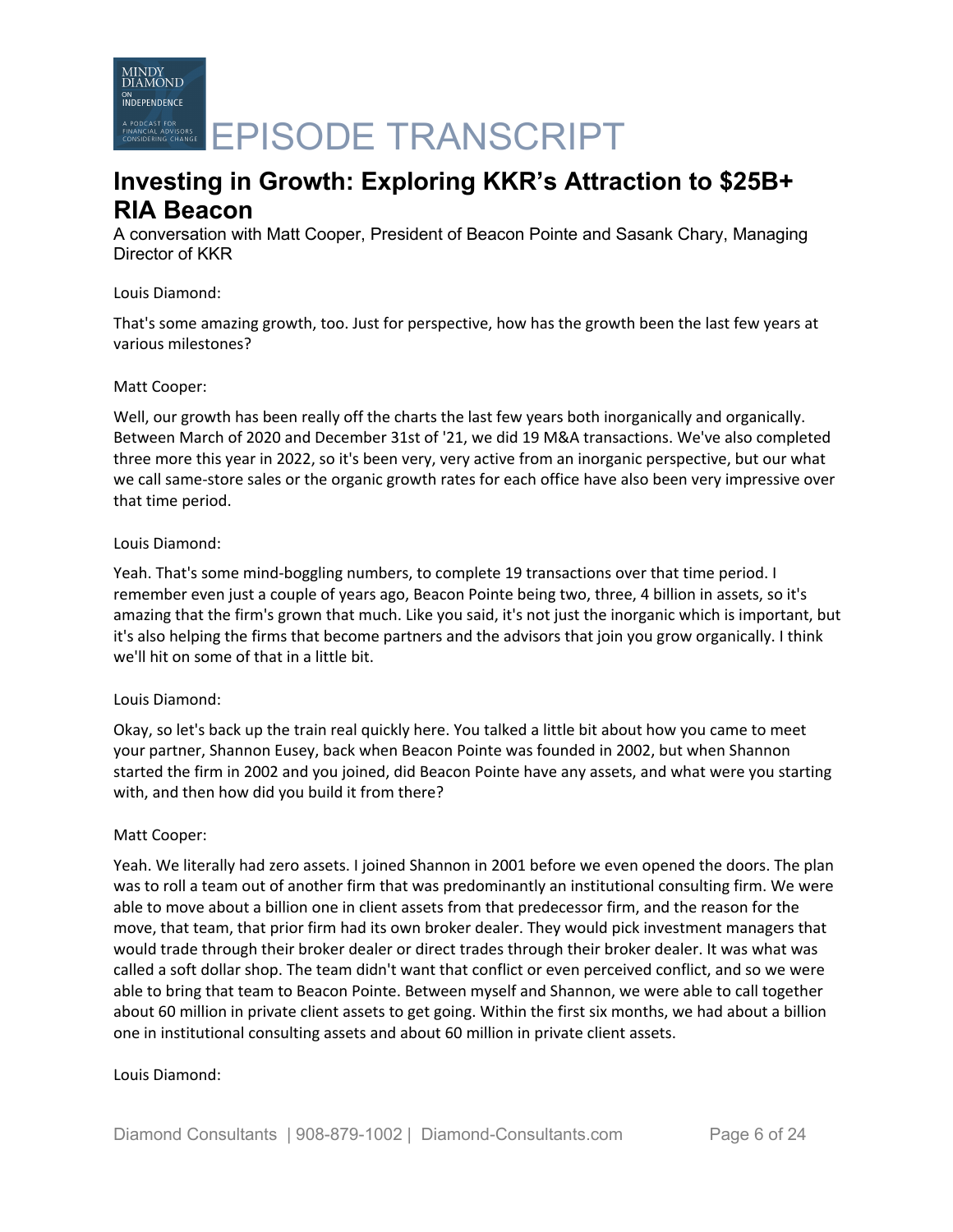# Investing in Growth: Exploring KKR's Attraction to $25B+ RIA Beacon

A conversation with Matt Cooper, President of Beacon Pointe and Sasank Chary, Managing Director of KKR

Louis Diamond:

That's some amazing growth, too. Just for perspective, how has the growth been the last few years at various milestones?

Matt Cooper:

Well, our growth has been really off the charts the last few years both inorganically and organically. Between March of 2020 and December 31st of '21, we did 19 M&A transactions. We've also completed three more this year in 2022, so it's been very, very active from an inorganic perspective, but our what we call same-store sales or the organic growth rates for each office have also been very impressive over that time period.

Louis Diamond:

Yeah. That's some mind-boggling numbers, to complete 19 transactions over that time period. I remember even just a couple of years ago, Beacon Pointe being two, three, 4 billion in assets, so it's amazing that the firm's grown that much. Like you said, it's not just the inorganic which is important, but it's also helping the firms that become partners and the advisors that join you grow organically. I think we'll hit on some of that in a little bit.

Louis Diamond:

Okay, so let's back up the train real quickly here. You talked a little bit about how you came to meet your partner, Shannon Eusey, back when Beacon Pointe was founded in 2002, but when Shannon started the firm in 2002 and you joined, did Beacon Pointe have any assets, and what were you starting with, and then how did you build it from there?

Matt Cooper:

Yeah. We literally had zero assets. I joined Shannon in 2001 before we even opened the doors. The plan was to roll a team out of another firm that was predominantly an institutional consulting firm. We were able to move about a billion one in client assets from that predecessor firm, and the reason for the move, that team, that prior firm had its own broker dealer. They would pick investment managers that would trade through their broker dealer or direct trades through their broker dealer. It was what was called a soft dollar shop. The team didn't want that conflict or even perceived conflict, and so we were able to bring that team to Beacon Pointe. Between myself and Shannon, we were able to call together about 60 million in private client assets to get going. Within the first six months, we had about a billion one in institutional consulting assets and about 60 million in private client assets.

Louis Diamond: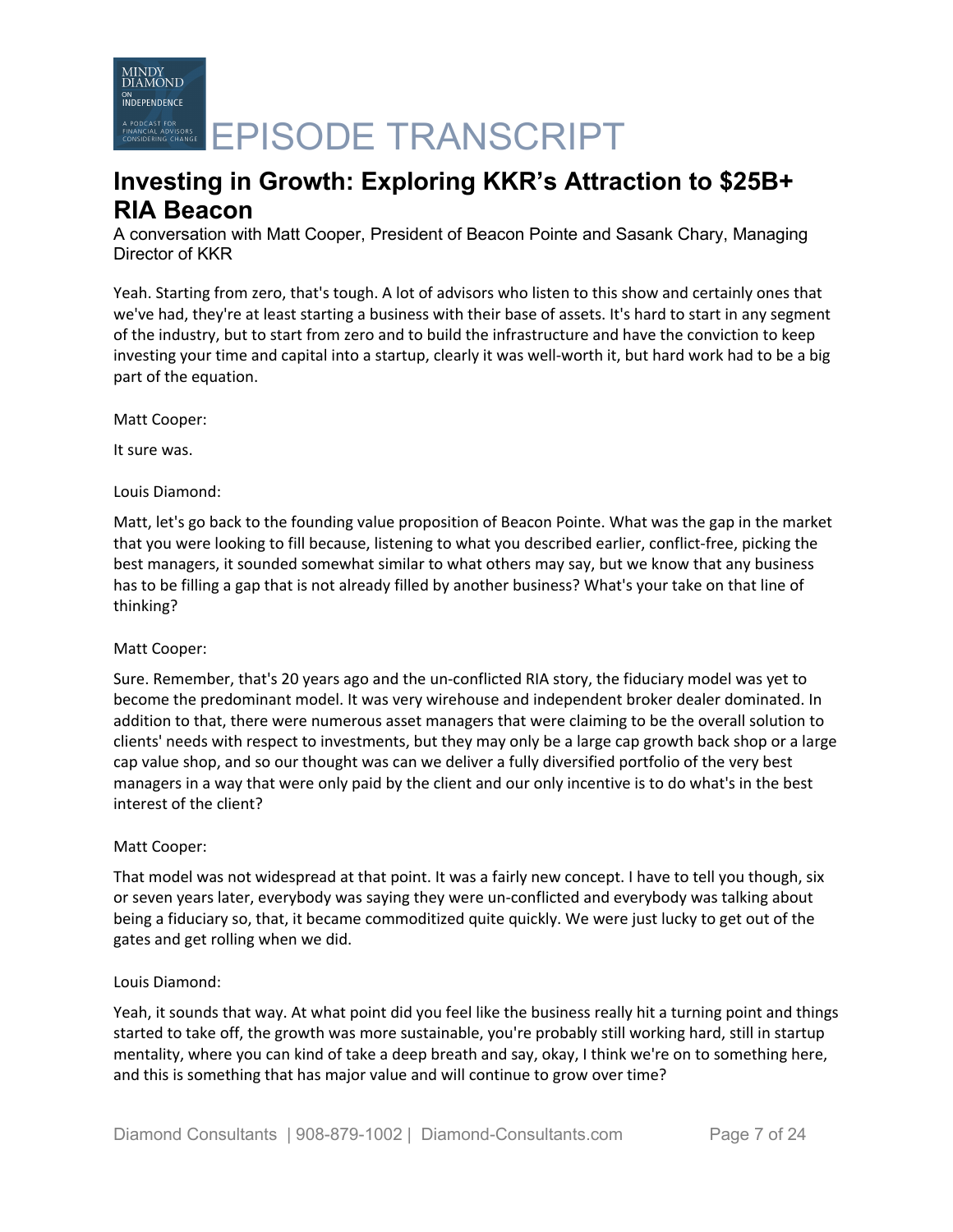Yeah. Starting from zero, that's tough. A lot of advisors who listen to this show and certainly ones that we've had, they're at least starting a business with their base of assets. It's hard to start in any segment of the industry, but to start from zero and to build the infrastructure and have the conviction to keep investing your time and capital into a startup, clearly it was well-worth it, but hard work had to be a big part of the equation.

Matt Cooper:

It sure was.

Louis Diamond:

Matt, let's go back to the founding value proposition of Beacon Pointe. What was the gap in the market that you were looking to fill because, listening to what you described earlier, conflict-free, picking the best managers, it sounded somewhat similar to what others may say, but we know that any business has to be filling a gap that is not already filled by another business? What's your take on that line of thinking?

Matt Cooper:

Sure. Remember, that's 20 years ago and the un-conflicted RIA story, the fiduciary model was yet to become the predominant model. It was very wirehouse and independent broker dealer dominated. In addition to that, there were numerous asset managers that were claiming to be the overall solution to clients' needs with respect to investments, but they may only be a large cap growth back shop or a large cap value shop, and so our thought was can we deliver a fully diversified portfolio of the very best managers in a way that were only paid by the client and our only incentive is to do what's in the best interest of the client?

Matt Cooper:

That model was not widespread at that point. It was a fairly new concept. I have to tell you though, six or seven years later, everybody was saying they were un-conflicted and everybody was talking about being a fiduciary so, that, it became commoditized quite quickly. We were just lucky to get out of the gates and get rolling when we did.

Louis Diamond:

Yeah, it sounds that way. At what point did you feel like the business really hit a turning point and things started to take off, the growth was more sustainable, you're probably still working hard, still in startup mentality, where you can kind of take a deep breath and say, okay, I think we're on to something here, and this is something that has major value and will continue to grow over time?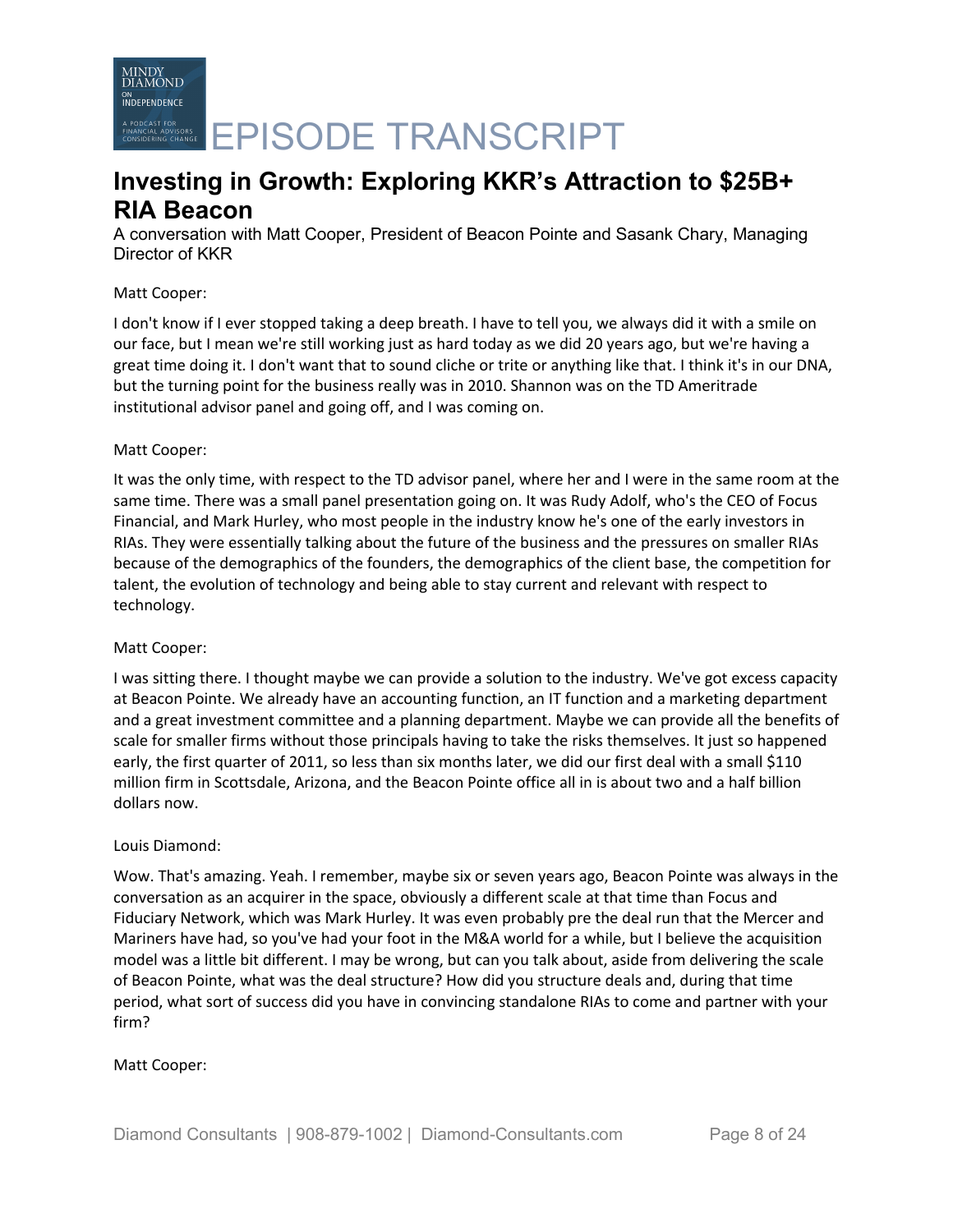# Investing in Growth: Exploring KKR's Attraction to $25B+ RIA Beacon

A conversation with Matt Cooper, President of Beacon Pointe and Sasank Chary, Managing Director of KKR

Matt Cooper:

I don't know if I ever stopped taking a deep breath. I have to tell you, we always did it with a smile on our face, but I mean we're still working just as hard today as we did 20 years ago, but we're having a great time doing it. I don't want that to sound cliche or trite or anything like that. I think it's in our DNA, but the turning point for the business really was in 2010. Shannon was on the TD Ameritrade institutional advisor panel and going off, and I was coming on.

Matt Cooper:

It was the only time, with respect to the TD advisor panel, where her and I were in the same room at the same time. There was a small panel presentation going on. It was Rudy Adolf, who's the CEO of Focus Financial, and Mark Hurley, who most people in the industry know he's one of the early investors in RIAs. They were essentially talking about the future of the business and the pressures on smaller RIAs because of the demographics of the founders, the demographics of the client base, the competition for talent, the evolution of technology and being able to stay current and relevant with respect to technology.

Matt Cooper:

I was sitting there. I thought maybe we can provide a solution to the industry. We've got excess capacity at Beacon Pointe. We already have an accounting function, an IT function and a marketing department and a great investment committee and a planning department. Maybe we can provide all the benefits of scale for smaller firms without those principals having to take the risks themselves. It just so happened early, the first quarter of 2011, so less than six months later, we did our first deal with a small $110 million firm in Scottsdale, Arizona, and the Beacon Pointe office all in is about two and a half billion dollars now.

Louis Diamond:

Wow. That's amazing. Yeah. I remember, maybe six or seven years ago, Beacon Pointe was always in the conversation as an acquirer in the space, obviously a different scale at that time than Focus and Fiduciary Network, which was Mark Hurley. It was even probably pre the deal run that the Mercer and Mariners have had, so you've had your foot in the M&A world for a while, but I believe the acquisition model was a little bit different. I may be wrong, but can you talk about, aside from delivering the scale of Beacon Pointe, what was the deal structure? How did you structure deals and, during that time period, what sort of success did you have in convincing standalone RIAs to come and partner with your firm?

Matt Cooper: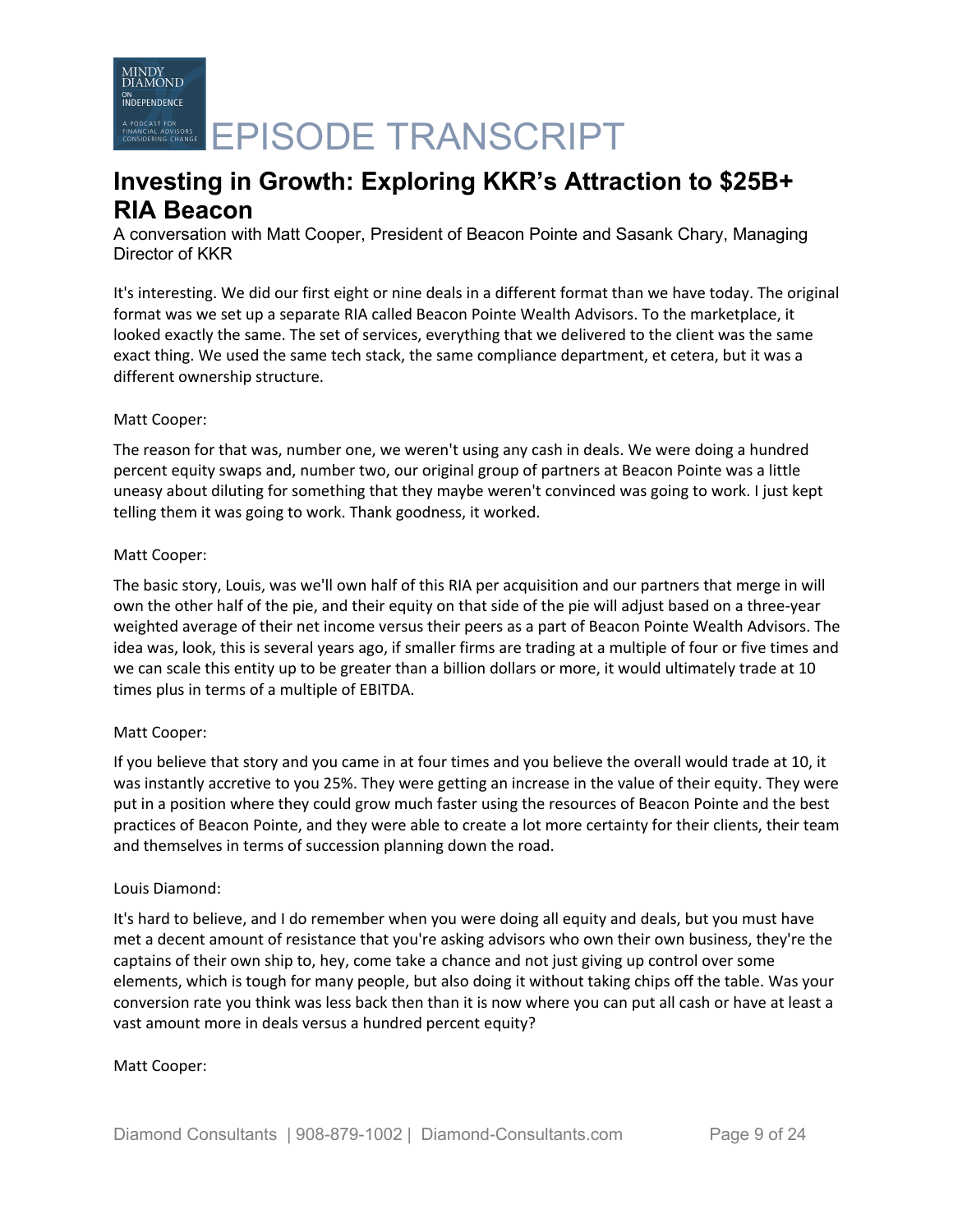It's interesting. We did our first eight or nine deals in a different format than we have today. The original format was we set up a separate RIA called Beacon Pointe Wealth Advisors. To the marketplace, it looked exactly the same. The set of services, everything that we delivered to the client was the same exact thing. We used the same tech stack, the same compliance department, et cetera, but it was a different ownership structure.

Matt Cooper:

The reason for that was, number one, we weren't using any cash in deals. We were doing a hundred percent equity swaps and, number two, our original group of partners at Beacon Pointe was a little uneasy about diluting for something that they maybe weren't convinced was going to work. I just kept telling them it was going to work. Thank goodness, it worked.

Matt Cooper:

The basic story, Louis, was we'll own half of this RIA per acquisition and our partners that merge in will own the other half of the pie, and their equity on that side of the pie will adjust based on a three-year weighted average of their net income versus their peers as a part of Beacon Pointe Wealth Advisors. The idea was, look, this is several years ago, if smaller firms are trading at a multiple of four or five times and we can scale this entity up to be greater than a billion dollars or more, it would ultimately trade at 10 times plus in terms of a multiple of EBITDA.

Matt Cooper:

If you believe that story and you came in at four times and you believe the overall would trade at 10, it was instantly accretive to you 25%. They were getting an increase in the value of their equity. They were put in a position where they could grow much faster using the resources of Beacon Pointe and the best practices of Beacon Pointe, and they were able to create a lot more certainty for their clients, their team and themselves in terms of succession planning down the road.

Louis Diamond:

It's hard to believe, and I do remember when you were doing all equity and deals, but you must have met a decent amount of resistance that you're asking advisors who own their own business, they're the captains of their own ship to, hey, come take a chance and not just giving up control over some elements, which is tough for many people, but also doing it without taking chips off the table. Was your conversion rate you think was less back then than it is now where you can put all cash or have at least a vast amount more in deals versus a hundred percent equity?

Matt Cooper: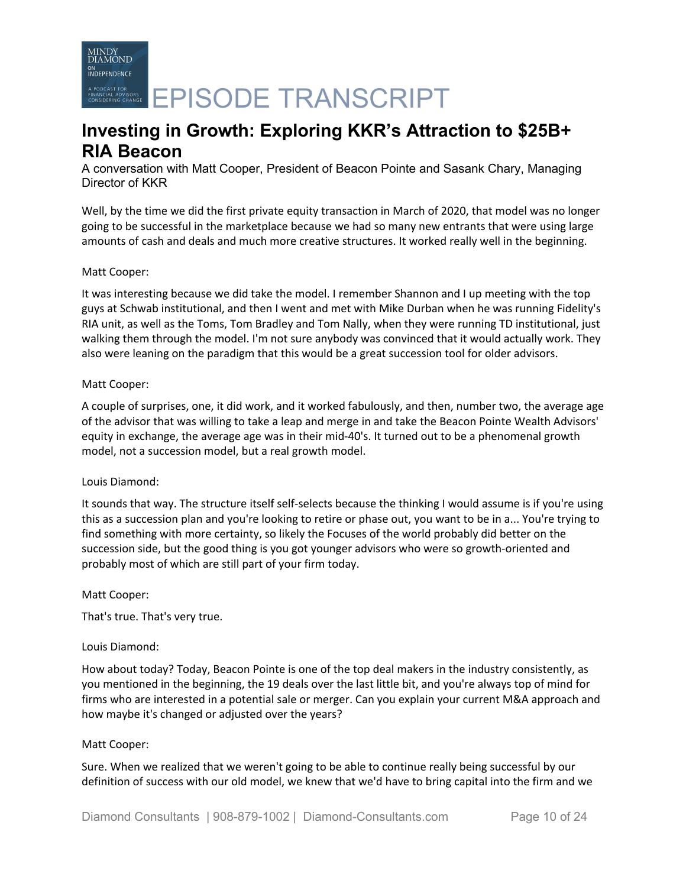Well, by the time we did the first private equity transaction in March of 2020, that model was no longer going to be successful in the marketplace because we had so many new entrants that were using large amounts of cash and deals and much more creative structures. It worked really well in the beginning.

Matt Cooper:

It was interesting because we did take the model. I remember Shannon and I up meeting with the top guys at Schwab institutional, and then I went and met with Mike Durban when he was running Fidelity's RIA unit, as well as the Toms, Tom Bradley and Tom Nally, when they were running TD institutional, just walking them through the model. I'm not sure anybody was convinced that it would actually work. They also were leaning on the paradigm that this would be a great succession tool for older advisors.

Matt Cooper:

A couple of surprises, one, it did work, and it worked fabulously, and then, number two, the average age of the advisor that was willing to take a leap and merge in and take the Beacon Pointe Wealth Advisors' equity in exchange, the average age was in their mid-40's. It turned out to be a phenomenal growth model, not a succession model, but a real growth model.

Louis Diamond:

It sounds that way. The structure itself self-selects because the thinking I would assume is if you're using this as a succession plan and you're looking to retire or phase out, you want to be in a... You're trying to find something with more certainty, so likely the Focuses of the world probably did better on the succession side, but the good thing is you got younger advisors who were so growth-oriented and probably most of which are still part of your firm today.

Matt Cooper:

That's true. That's very true.

Louis Diamond:

How about today? Today, Beacon Pointe is one of the top deal makers in the industry consistently, as you mentioned in the beginning, the 19 deals over the last little bit, and you're always top of mind for firms who are interested in a potential sale or merger. Can you explain your current M&A approach and how maybe it's changed or adjusted over the years?

Matt Cooper:

Sure. When we realized that we weren't going to be able to continue really being successful by our definition of success with our old model, we knew that we'd have to bring capital into the firm and we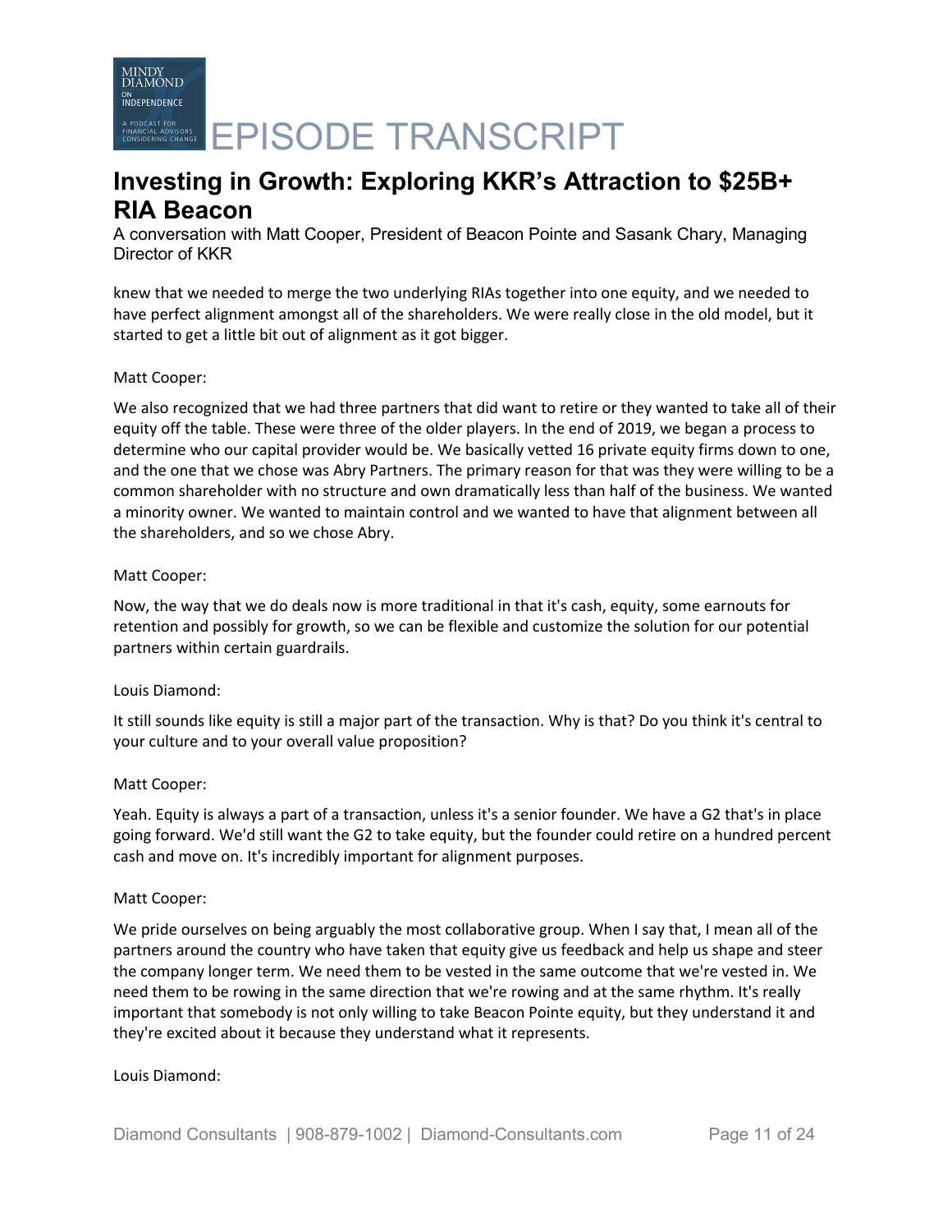knew that we needed to merge the two underlying RIAs together into one equity, and we needed to have perfect alignment amongst all of the shareholders. We were really close in the old model, but it started to get a little bit out of alignment as it got bigger.

Matt Cooper:

We also recognized that we had three partners that did want to retire or they wanted to take all of their equity off the table. These were three of the older players. In the end of 2019, we began a process to determine who our capital provider would be. We basically vetted 16 private equity firms down to one, and the one that we chose was Abry Partners. The primary reason for that was they were willing to be a common shareholder with no structure and own dramatically less than half of the business. We wanted a minority owner. We wanted to maintain control and we wanted to have that alignment between all the shareholders, and so we chose Abry.

Matt Cooper:

Now, the way that we do deals now is more traditional in that it's cash, equity, some earnouts for retention and possibly for growth, so we can be flexible and customize the solution for our potential partners within certain guardrails.

Louis Diamond:

It still sounds like equity is still a major part of the transaction. Why is that? Do you think it's central to your culture and to your overall value proposition?

Matt Cooper:

Yeah. Equity is always a part of a transaction, unless it's a senior founder. We have a G2 that's in place going forward. We'd still want the G2 to take equity, but the founder could retire on a hundred percent cash and move on. It's incredibly important for alignment purposes.

Matt Cooper:

We pride ourselves on being arguably the most collaborative group. When I say that, I mean all of the partners around the country who have taken that equity give us feedback and help us shape and steer the company longer term. We need them to be vested in the same outcome that we're vested in. We need them to be rowing in the same direction that we're rowing and at the same rhythm. It's really important that somebody is not only willing to take Beacon Pointe equity, but they understand it and they're excited about it because they understand what it represents.

Louis Diamond: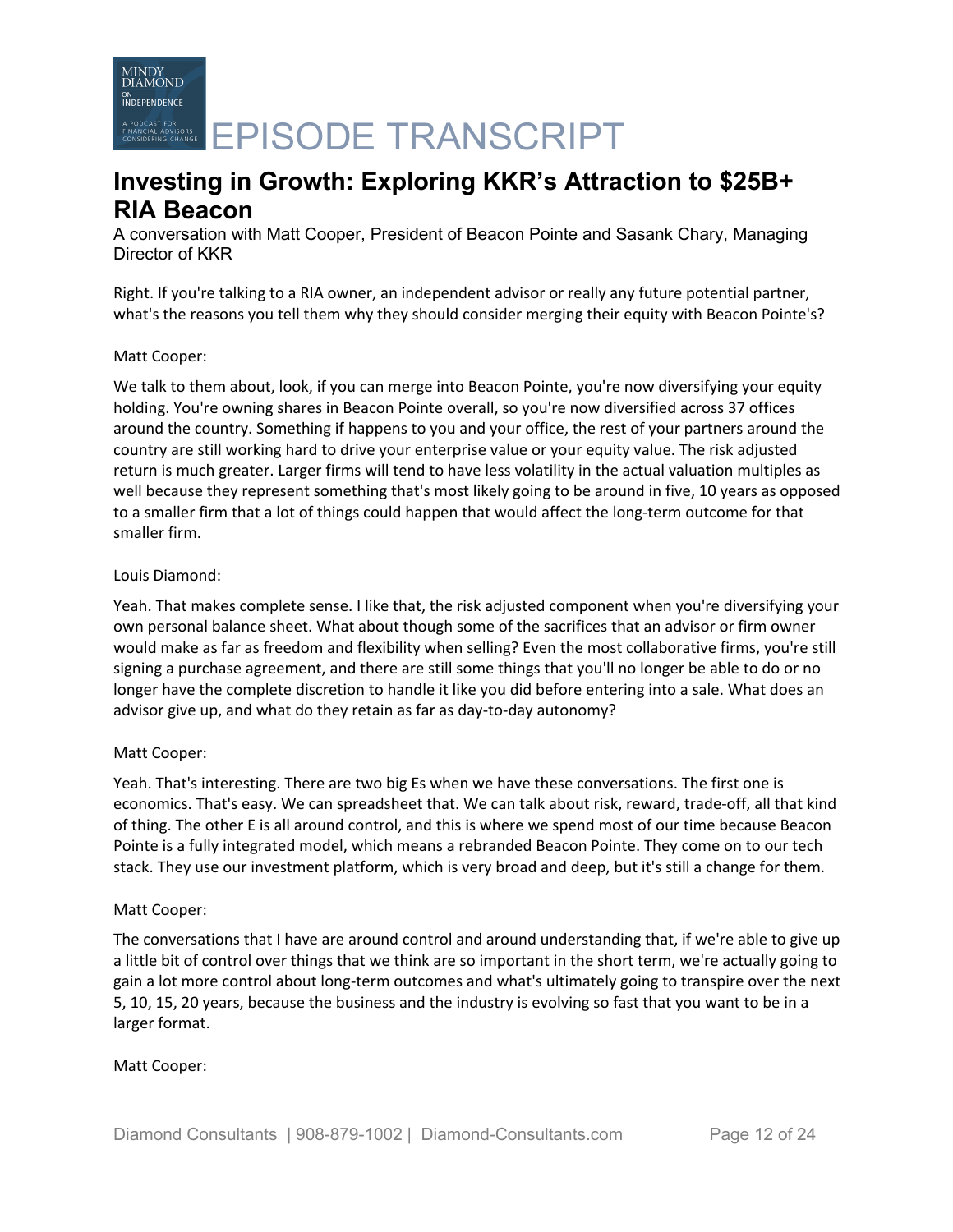# Investing in Growth: Exploring KKR's Attraction to $25B+ RIA Beacon

A conversation with Matt Cooper, President of Beacon Pointe and Sasank Chary, Managing Director of KKR

Right. If you're talking to a RIA owner, an independent advisor or really any future potential partner, what's the reasons you tell them why they should consider merging their equity with Beacon Pointe's?

Matt Cooper:

We talk to them about, look, if you can merge into Beacon Pointe, you're now diversifying your equity holding. You're owning shares in Beacon Pointe overall, so you're now diversified across 37 offices around the country. Something if happens to you and your office, the rest of your partners around the country are still working hard to drive your enterprise value or your equity value. The risk adjusted return is much greater. Larger firms will tend to have less volatility in the actual valuation multiples as well because they represent something that's most likely going to be around in five, 10 years as opposed to a smaller firm that a lot of things could happen that would affect the long-term outcome for that smaller firm.

Louis Diamond:

Yeah. That makes complete sense. I like that, the risk adjusted component when you're diversifying your own personal balance sheet. What about though some of the sacrifices that an advisor or firm owner would make as far as freedom and flexibility when selling? Even the most collaborative firms, you're still signing a purchase agreement, and there are still some things that you'll no longer be able to do or no longer have the complete discretion to handle it like you did before entering into a sale. What does an advisor give up, and what do they retain as far as day-to-day autonomy?

Matt Cooper:

Yeah. That's interesting. There are two big Es when we have these conversations. The first one is economics. That's easy. We can spreadsheet that. We can talk about risk, reward, trade-off, all that kind of thing. The other E is all around control, and this is where we spend most of our time because Beacon Pointe is a fully integrated model, which means a rebranded Beacon Pointe. They come on to our tech stack. They use our investment platform, which is very broad and deep, but it's still a change for them.

Matt Cooper:

The conversations that I have are around control and around understanding that, if we're able to give up a little bit of control over things that we think are so important in the short term, we're actually going to gain a lot more control about long-term outcomes and what's ultimately going to transpire over the next 5, 10, 15, 20 years, because the business and the industry is evolving so fast that you want to be in a larger format.

Matt Cooper: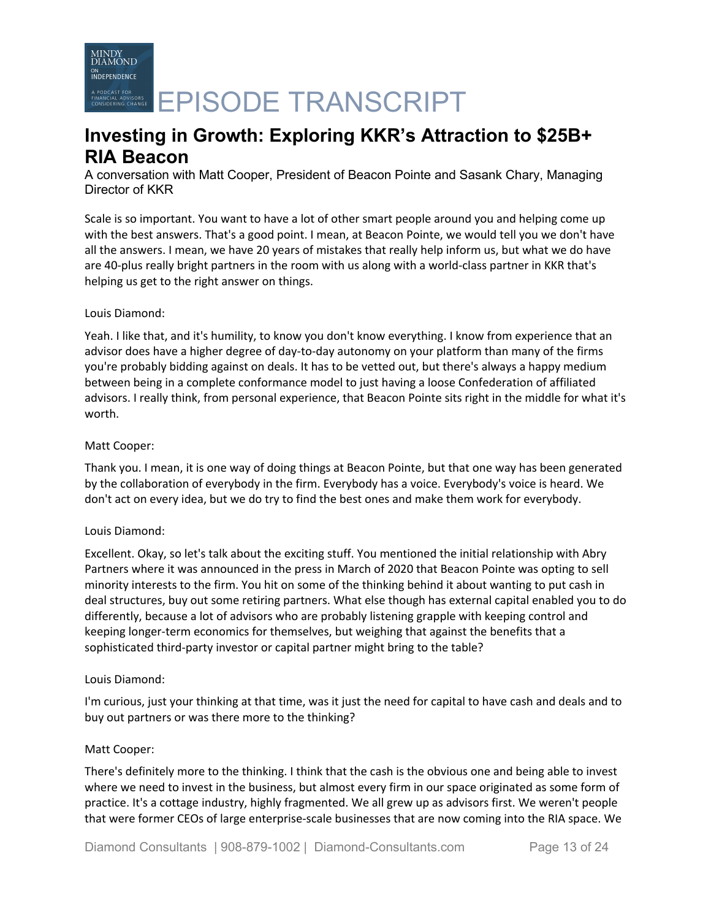Scale is so important. You want to have a lot of other smart people around you and helping come up with the best answers. That's a good point. I mean, at Beacon Pointe, we would tell you we don't have all the answers. I mean, we have 20 years of mistakes that really help inform us, but what we do have are 40-plus really bright partners in the room with us along with a world-class partner in KKR that's helping us get to the right answer on things.

Louis Diamond:

Yeah. I like that, and it's humility, to know you don't know everything. I know from experience that an advisor does have a higher degree of day-to-day autonomy on your platform than many of the firms you're probably bidding against on deals. It has to be vetted out, but there's always a happy medium between being in a complete conformance model to just having a loose Confederation of affiliated advisors. I really think, from personal experience, that Beacon Pointe sits right in the middle for what it's worth.

Matt Cooper:

Thank you. I mean, it is one way of doing things at Beacon Pointe, but that one way has been generated by the collaboration of everybody in the firm. Everybody has a voice. Everybody's voice is heard. We don't act on every idea, but we do try to find the best ones and make them work for everybody.

Louis Diamond:

Excellent. Okay, so let's talk about the exciting stuff. You mentioned the initial relationship with Abry Partners where it was announced in the press in March of 2020 that Beacon Pointe was opting to sell minority interests to the firm. You hit on some of the thinking behind it about wanting to put cash in deal structures, buy out some retiring partners. What else though has external capital enabled you to do differently, because a lot of advisors who are probably listening grapple with keeping control and keeping longer-term economics for themselves, but weighing that against the benefits that a sophisticated third-party investor or capital partner might bring to the table?

Louis Diamond:

I'm curious, just your thinking at that time, was it just the need for capital to have cash and deals and to buy out partners or was there more to the thinking?

Matt Cooper:

There's definitely more to the thinking. I think that the cash is the obvious one and being able to invest where we need to invest in the business, but almost every firm in our space originated as some form of practice. It's a cottage industry, highly fragmented. We all grew up as advisors first. We weren't people that were former CEOs of large enterprise-scale businesses that are now coming into the RIA space. We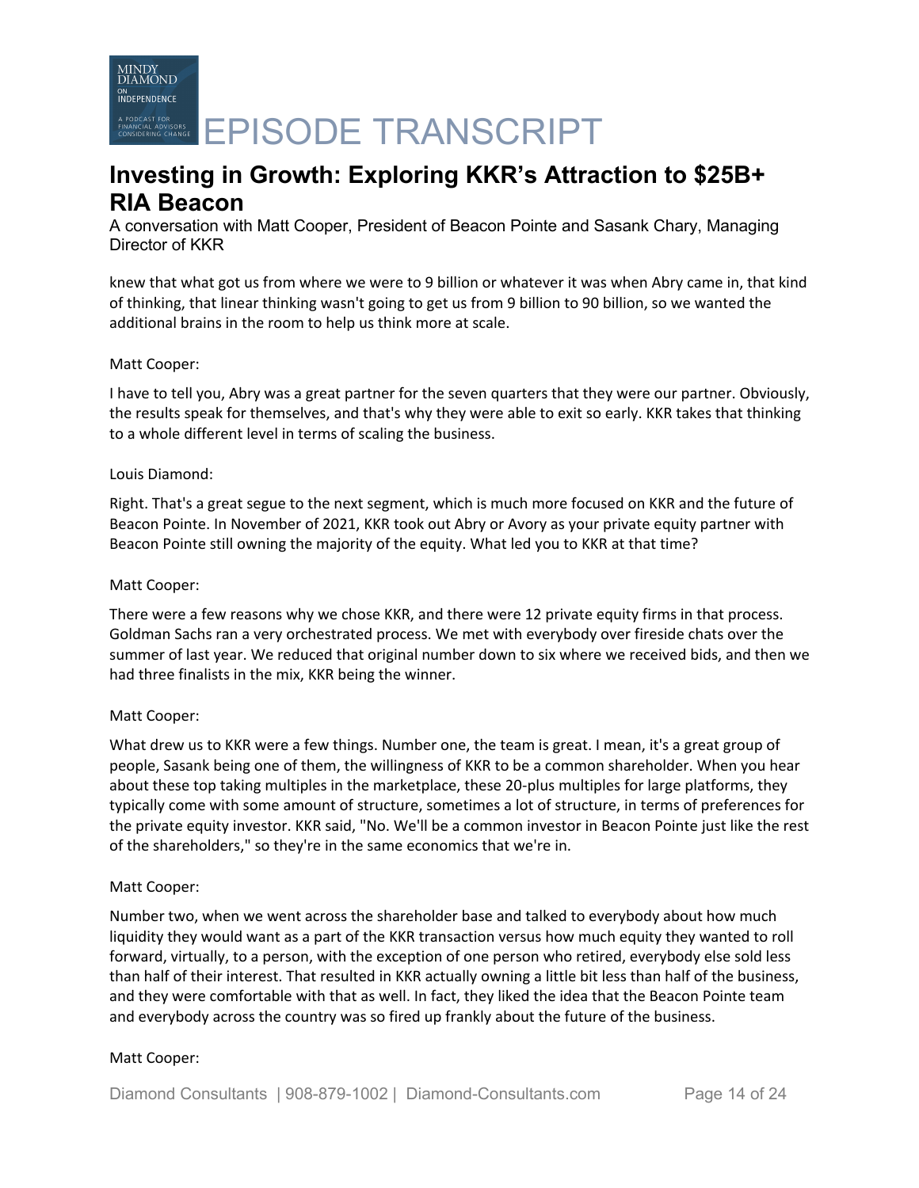knew that what got us from where we were to 9 billion or whatever it was when Abry came in, that kind of thinking, that linear thinking wasn't going to get us from 9 billion to 90 billion, so we wanted the additional brains in the room to help us think more at scale.

Matt Cooper:

I have to tell you, Abry was a great partner for the seven quarters that they were our partner. Obviously, the results speak for themselves, and that's why they were able to exit so early. KKR takes that thinking to a whole different level in terms of scaling the business.

Louis Diamond:

Right. That's a great segue to the next segment, which is much more focused on KKR and the future of Beacon Pointe. In November of 2021, KKR took out Abry or Avory as your private equity partner with Beacon Pointe still owning the majority of the equity. What led you to KKR at that time?

Matt Cooper:

There were a few reasons why we chose KKR, and there were 12 private equity firms in that process. Goldman Sachs ran a very orchestrated process. We met with everybody over fireside chats over the summer of last year. We reduced that original number down to six where we received bids, and then we had three finalists in the mix, KKR being the winner.

Matt Cooper:

What drew us to KKR were a few things. Number one, the team is great. I mean, it's a great group of people, Sasank being one of them, the willingness of KKR to be a common shareholder. When you hear about these top taking multiples in the marketplace, these 20-plus multiples for large platforms, they typically come with some amount of structure, sometimes a lot of structure, in terms of preferences for the private equity investor. KKR said, "No. We'll be a common investor in Beacon Pointe just like the rest of the shareholders," so they're in the same economics that we're in.

Matt Cooper:

Number two, when we went across the shareholder base and talked to everybody about how much liquidity they would want as a part of the KKR transaction versus how much equity they wanted to roll forward, virtually, to a person, with the exception of one person who retired, everybody else sold less than half of their interest. That resulted in KKR actually owning a little bit less than half of the business, and they were comfortable with that as well. In fact, they liked the idea that the Beacon Pointe team and everybody across the country was so fired up frankly about the future of the business.

Matt Cooper: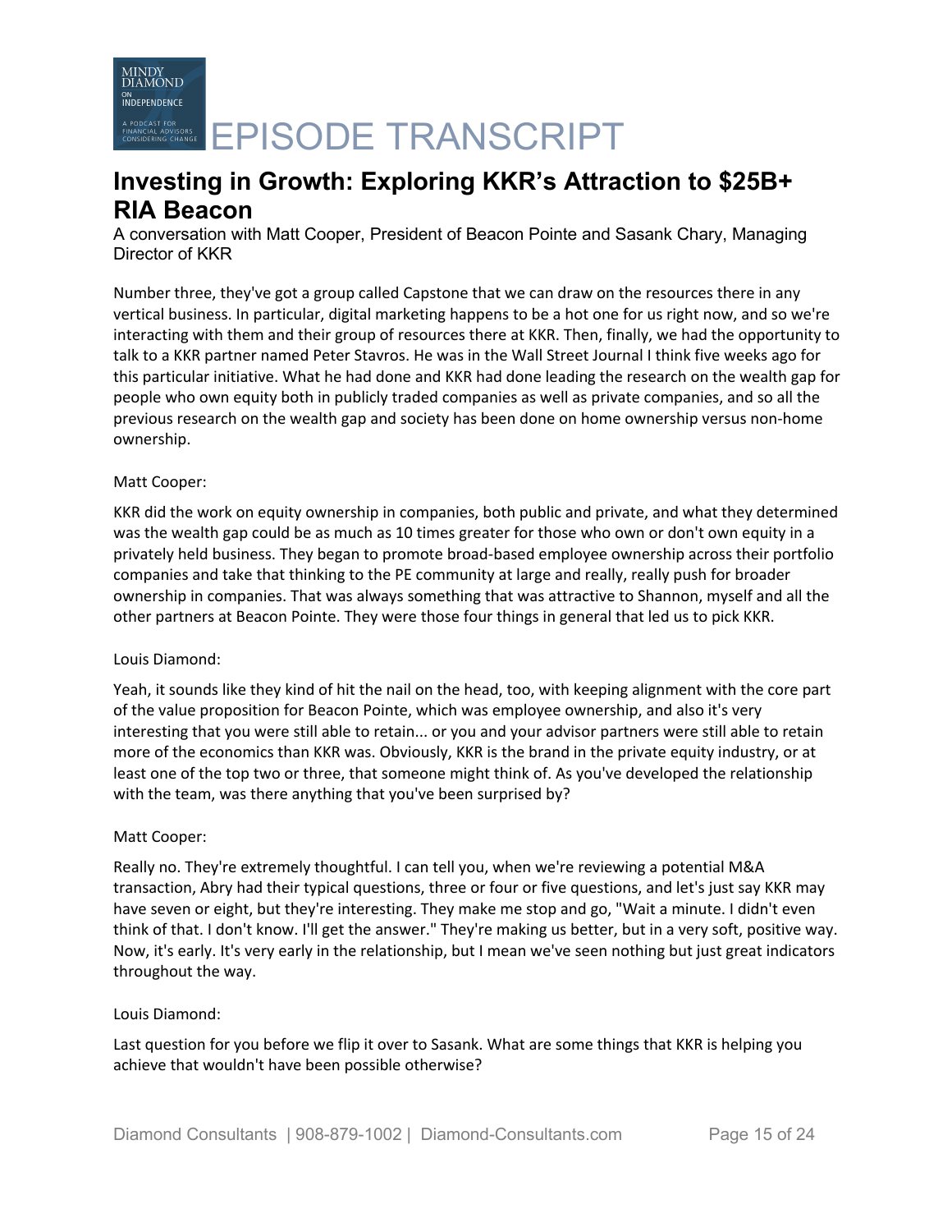Number three, they've got a group called Capstone that we can draw on the resources there in any vertical business. In particular, digital marketing happens to be a hot one for us right now, and so we're interacting with them and their group of resources there at KKR. Then, finally, we had the opportunity to talk to a KKR partner named Peter Stavros. He was in the Wall Street Journal I think five weeks ago for this particular initiative. What he had done and KKR had done leading the research on the wealth gap for people who own equity both in publicly traded companies as well as private companies, and so all the previous research on the wealth gap and society has been done on home ownership versus non-home ownership.

Matt Cooper:

KKR did the work on equity ownership in companies, both public and private, and what they determined was the wealth gap could be as much as 10 times greater for those who own or don't own equity in a privately held business. They began to promote broad-based employee ownership across their portfolio companies and take that thinking to the PE community at large and really, really push for broader ownership in companies. That was always something that was attractive to Shannon, myself and all the other partners at Beacon Pointe. They were those four things in general that led us to pick KKR.

Louis Diamond:

Yeah, it sounds like they kind of hit the nail on the head, too, with keeping alignment with the core part of the value proposition for Beacon Pointe, which was employee ownership, and also it's very interesting that you were still able to retain... or you and your advisor partners were still able to retain more of the economics than KKR was. Obviously, KKR is the brand in the private equity industry, or at least one of the top two or three, that someone might think of. As you've developed the relationship with the team, was there anything that you've been surprised by?

Matt Cooper:

Really no. They're extremely thoughtful. I can tell you, when we're reviewing a potential M&A transaction, Abry had their typical questions, three or four or five questions, and let's just say KKR may have seven or eight, but they're interesting. They make me stop and go, "Wait a minute. I didn't even think of that. I don't know. I'll get the answer." They're making us better, but in a very soft, positive way. Now, it's early. It's very early in the relationship, but I mean we've seen nothing but just great indicators throughout the way.

Louis Diamond:

Last question for you before we flip it over to Sasank. What are some things that KKR is helping you achieve that wouldn't have been possible otherwise?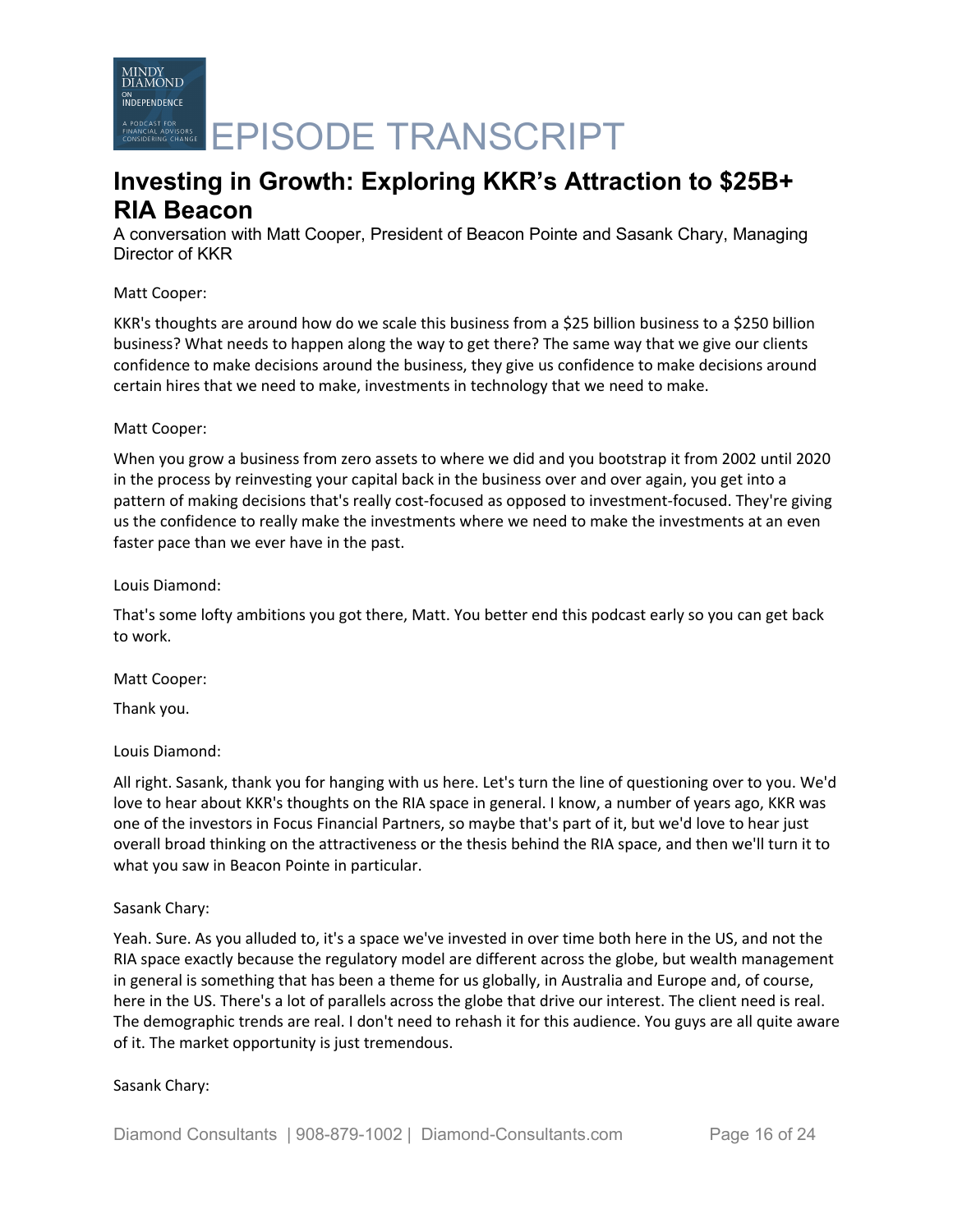Matt Cooper:

KKR's thoughts are around how do we scale this business from a $25 billion business to a $250 billion business? What needs to happen along the way to get there? The same way that we give our clients confidence to make decisions around the business, they give us confidence to make decisions around certain hires that we need to make, investments in technology that we need to make.

Matt Cooper:

When you grow a business from zero assets to where we did and you bootstrap it from 2002 until 2020 in the process by reinvesting your capital back in the business over and over again, you get into a pattern of making decisions that's really cost-focused as opposed to investment-focused. They're giving us the confidence to really make the investments where we need to make the investments at an even faster pace than we ever have in the past.

Louis Diamond:

That's some lofty ambitions you got there, Matt. You better end this podcast early so you can get back to work.

Matt Cooper:

Thank you.

Louis Diamond:

All right. Sasank, thank you for hanging with us here. Let's turn the line of questioning over to you. We'd love to hear about KKR's thoughts on the RIA space in general. I know, a number of years ago, KKR was one of the investors in Focus Financial Partners, so maybe that's part of it, but we'd love to hear just overall broad thinking on the attractiveness or the thesis behind the RIA space, and then we'll turn it to what you saw in Beacon Pointe in particular.

Sasank Chary:

Yeah. Sure. As you alluded to, it's a space we've invested in over time both here in the US, and not the RIA space exactly because the regulatory model are different across the globe, but wealth management in general is something that has been a theme for us globally, in Australia and Europe and, of course, here in the US. There's a lot of parallels across the globe that drive our interest. The client need is real. The demographic trends are real. I don't need to rehash it for this audience. You guys are all quite aware of it. The market opportunity is just tremendous.

Sasank Chary: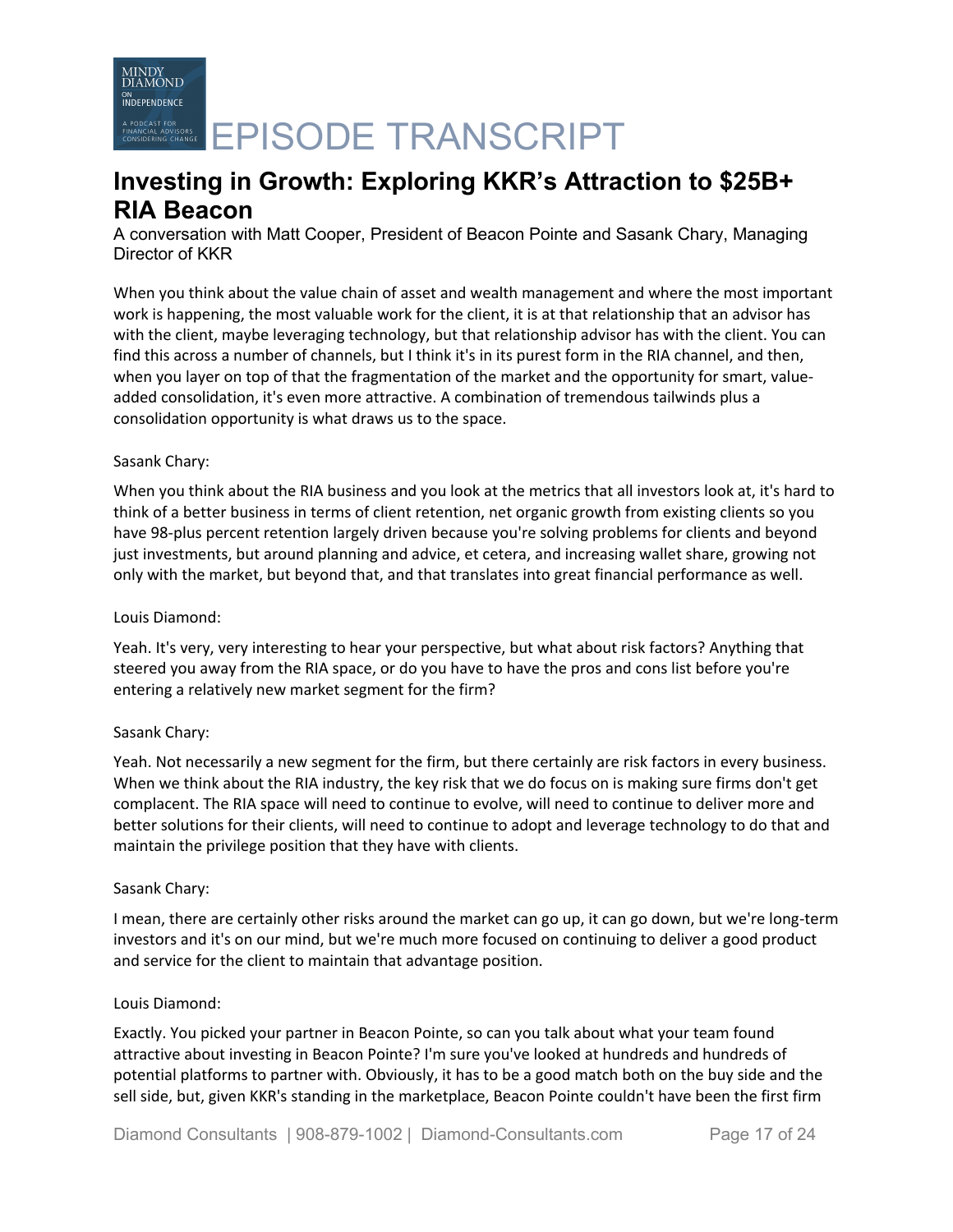# Investing in Growth: Exploring KKR's Attraction to $25B+ RIA Beacon

A conversation with Matt Cooper, President of Beacon Pointe and Sasank Chary, Managing Director of KKR

When you think about the value chain of asset and wealth management and where the most important work is happening, the most valuable work for the client, it is at that relationship that an advisor has with the client, maybe leveraging technology, but that relationship advisor has with the client. You can find this across a number of channels, but I think it's in its purest form in the RIA channel, and then, when you layer on top of that the fragmentation of the market and the opportunity for smart, value-added consolidation, it's even more attractive. A combination of tremendous tailwinds plus a consolidation opportunity is what draws us to the space.

Sasank Chary:

When you think about the RIA business and you look at the metrics that all investors look at, it's hard to think of a better business in terms of client retention, net organic growth from existing clients so you have 98-plus percent retention largely driven because you're solving problems for clients and beyond just investments, but around planning and advice, et cetera, and increasing wallet share, growing not only with the market, but beyond that, and that translates into great financial performance as well.

Louis Diamond:

Yeah. It's very, very interesting to hear your perspective, but what about risk factors? Anything that steered you away from the RIA space, or do you have to have the pros and cons list before you're entering a relatively new market segment for the firm?

Sasank Chary:

Yeah. Not necessarily a new segment for the firm, but there certainly are risk factors in every business. When we think about the RIA industry, the key risk that we do focus on is making sure firms don't get complacent. The RIA space will need to continue to evolve, will need to continue to deliver more and better solutions for their clients, will need to continue to adopt and leverage technology to do that and maintain the privilege position that they have with clients.

Sasank Chary:

I mean, there are certainly other risks around the market can go up, it can go down, but we're long-term investors and it's on our mind, but we're much more focused on continuing to deliver a good product and service for the client to maintain that advantage position.

Louis Diamond:

Exactly. You picked your partner in Beacon Pointe, so can you talk about what your team found attractive about investing in Beacon Pointe? I'm sure you've looked at hundreds and hundreds of potential platforms to partner with. Obviously, it has to be a good match both on the buy side and the sell side, but, given KKR's standing in the marketplace, Beacon Pointe couldn't have been the first firm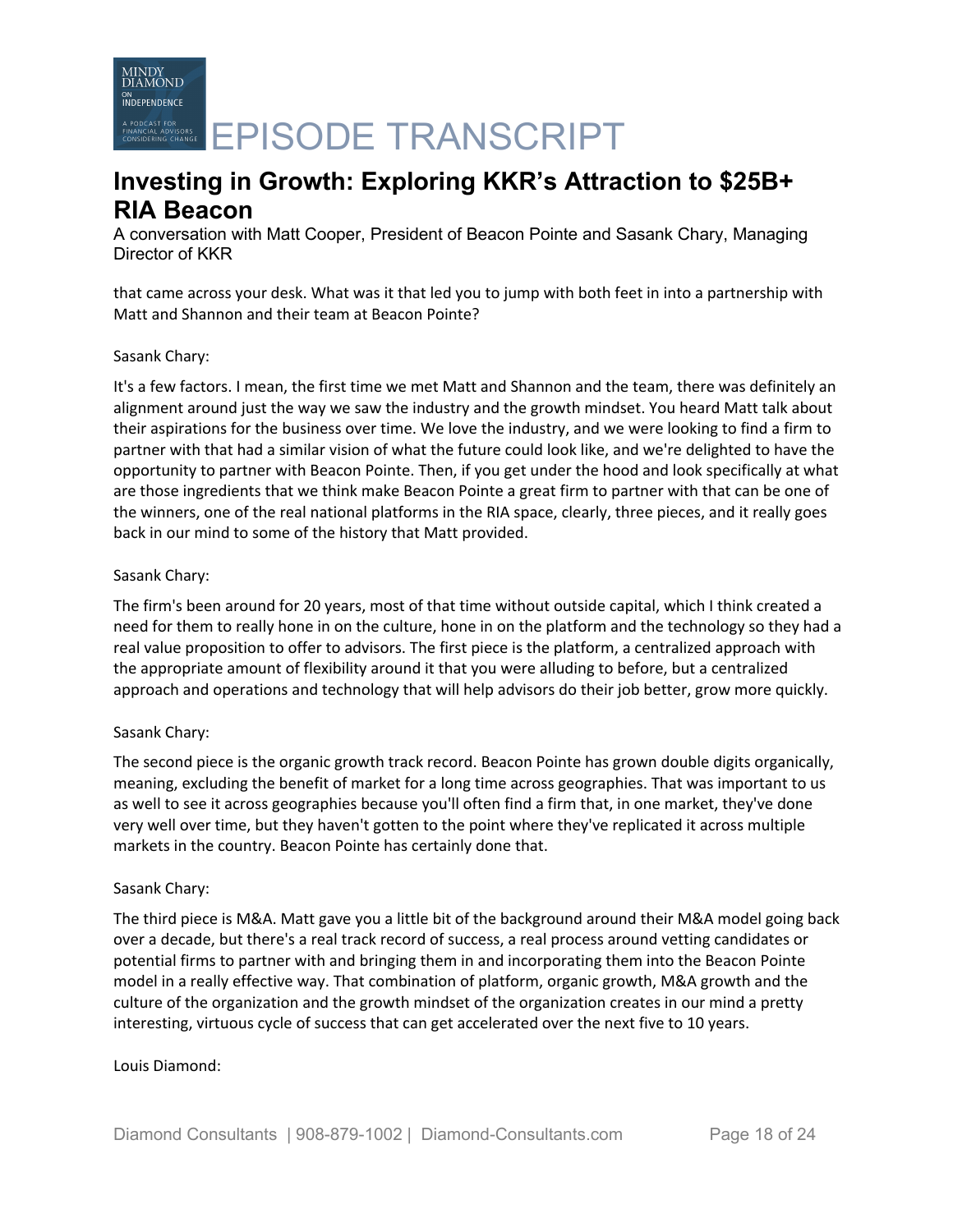that came across your desk. What was it that led you to jump with both feet in into a partnership with Matt and Shannon and their team at Beacon Pointe?

Sasank Chary:

It's a few factors. I mean, the first time we met Matt and Shannon and the team, there was definitely an alignment around just the way we saw the industry and the growth mindset. You heard Matt talk about their aspirations for the business over time. We love the industry, and we were looking to find a firm to partner with that had a similar vision of what the future could look like, and we're delighted to have the opportunity to partner with Beacon Pointe. Then, if you get under the hood and look specifically at what are those ingredients that we think make Beacon Pointe a great firm to partner with that can be one of the winners, one of the real national platforms in the RIA space, clearly, three pieces, and it really goes back in our mind to some of the history that Matt provided.

Sasank Chary:

The firm's been around for 20 years, most of that time without outside capital, which I think created a need for them to really hone in on the culture, hone in on the platform and the technology so they had a real value proposition to offer to advisors. The first piece is the platform, a centralized approach with the appropriate amount of flexibility around it that you were alluding to before, but a centralized approach and operations and technology that will help advisors do their job better, grow more quickly.

Sasank Chary:

The second piece is the organic growth track record. Beacon Pointe has grown double digits organically, meaning, excluding the benefit of market for a long time across geographies. That was important to us as well to see it across geographies because you'll often find a firm that, in one market, they've done very well over time, but they haven't gotten to the point where they've replicated it across multiple markets in the country. Beacon Pointe has certainly done that.

Sasank Chary:

The third piece is M&A. Matt gave you a little bit of the background around their M&A model going back over a decade, but there's a real track record of success, a real process around vetting candidates or potential firms to partner with and bringing them in and incorporating them into the Beacon Pointe model in a really effective way. That combination of platform, organic growth, M&A growth and the culture of the organization and the growth mindset of the organization creates in our mind a pretty interesting, virtuous cycle of success that can get accelerated over the next five to 10 years.

Louis Diamond: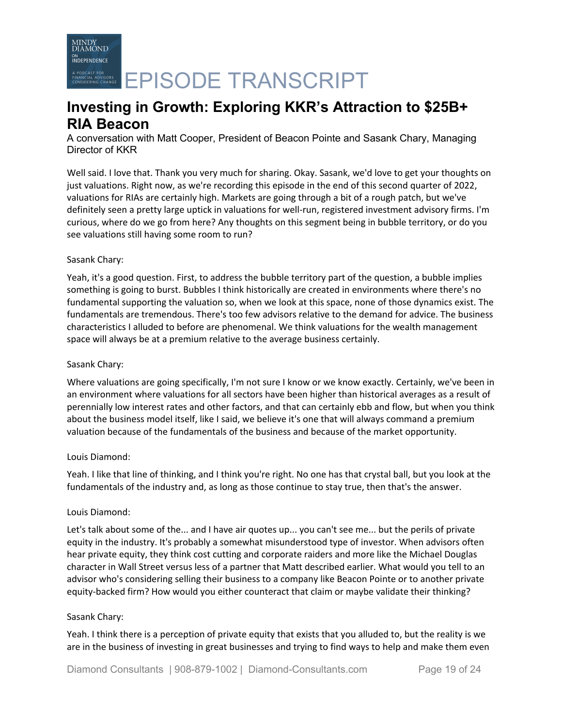Well said. I love that. Thank you very much for sharing. Okay. Sasank, we'd love to get your thoughts on just valuations. Right now, as we're recording this episode in the end of this second quarter of 2022, valuations for RIAs are certainly high. Markets are going through a bit of a rough patch, but we've definitely seen a pretty large uptick in valuations for well-run, registered investment advisory firms. I'm curious, where do we go from here? Any thoughts on this segment being in bubble territory, or do you see valuations still having some room to run?

Sasank Chary:

Yeah, it's a good question. First, to address the bubble territory part of the question, a bubble implies something is going to burst. Bubbles I think historically are created in environments where there's no fundamental supporting the valuation so, when we look at this space, none of those dynamics exist. The fundamentals are tremendous. There's too few advisors relative to the demand for advice. The business characteristics I alluded to before are phenomenal. We think valuations for the wealth management space will always be at a premium relative to the average business certainly.

Sasank Chary:

Where valuations are going specifically, I'm not sure I know or we know exactly. Certainly, we've been in an environment where valuations for all sectors have been higher than historical averages as a result of perennially low interest rates and other factors, and that can certainly ebb and flow, but when you think about the business model itself, like I said, we believe it's one that will always command a premium valuation because of the fundamentals of the business and because of the market opportunity.

Louis Diamond:

Yeah. I like that line of thinking, and I think you're right. No one has that crystal ball, but you look at the fundamentals of the industry and, as long as those continue to stay true, then that's the answer.

Louis Diamond:

Let's talk about some of the... and I have air quotes up... you can't see me... but the perils of private equity in the industry. It's probably a somewhat misunderstood type of investor. When advisors often hear private equity, they think cost cutting and corporate raiders and more like the Michael Douglas character in Wall Street versus less of a partner that Matt described earlier. What would you tell to an advisor who's considering selling their business to a company like Beacon Pointe or to another private equity-backed firm? How would you either counteract that claim or maybe validate their thinking?

Sasank Chary:

Yeah. I think there is a perception of private equity that exists that you alluded to, but the reality is we are in the business of investing in great businesses and trying to find ways to help and make them even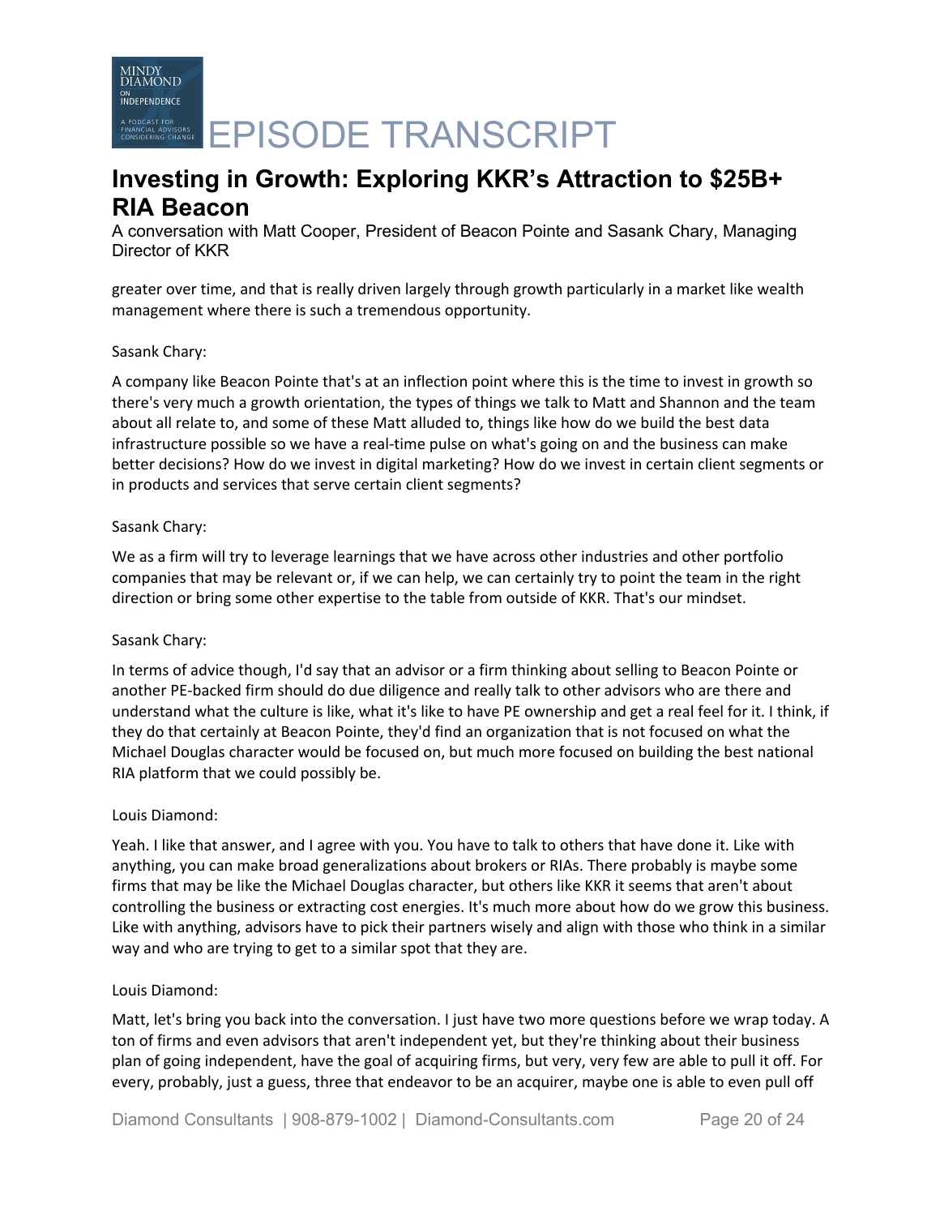greater over time, and that is really driven largely through growth particularly in a market like wealth management where there is such a tremendous opportunity.

Sasank Chary:

A company like Beacon Pointe that's at an inflection point where this is the time to invest in growth so there's very much a growth orientation, the types of things we talk to Matt and Shannon and the team about all relate to, and some of these Matt alluded to, things like how do we build the best data infrastructure possible so we have a real-time pulse on what's going on and the business can make better decisions? How do we invest in digital marketing? How do we invest in certain client segments or in products and services that serve certain client segments?

Sasank Chary:

We as a firm will try to leverage learnings that we have across other industries and other portfolio companies that may be relevant or, if we can help, we can certainly try to point the team in the right direction or bring some other expertise to the table from outside of KKR. That's our mindset.

Sasank Chary:

In terms of advice though, I'd say that an advisor or a firm thinking about selling to Beacon Pointe or another PE-backed firm should do due diligence and really talk to other advisors who are there and understand what the culture is like, what it's like to have PE ownership and get a real feel for it. I think, if they do that certainly at Beacon Pointe, they'd find an organization that is not focused on what the Michael Douglas character would be focused on, but much more focused on building the best national RIA platform that we could possibly be.

Louis Diamond:

Yeah. I like that answer, and I agree with you. You have to talk to others that have done it. Like with anything, you can make broad generalizations about brokers or RIAs. There probably is maybe some firms that may be like the Michael Douglas character, but others like KKR it seems that aren't about controlling the business or extracting cost energies. It's much more about how do we grow this business. Like with anything, advisors have to pick their partners wisely and align with those who think in a similar way and who are trying to get to a similar spot that they are.

Louis Diamond:

Matt, let's bring you back into the conversation. I just have two more questions before we wrap today. A ton of firms and even advisors that aren't independent yet, but they're thinking about their business plan of going independent, have the goal of acquiring firms, but very, very few are able to pull it off. For every, probably, just a guess, three that endeavor to be an acquirer, maybe one is able to even pull off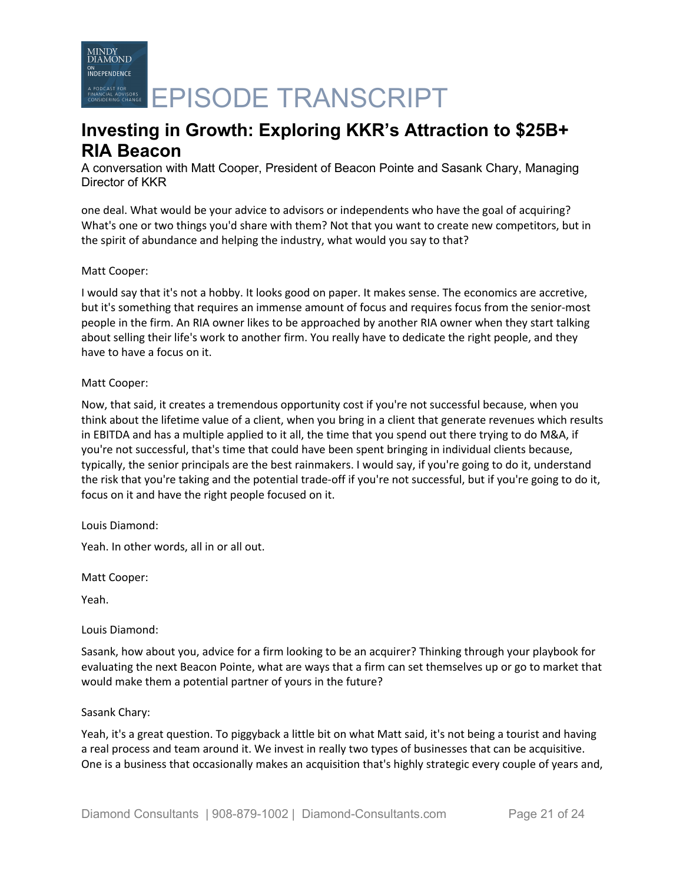one deal. What would be your advice to advisors or independents who have the goal of acquiring? What's one or two things you'd share with them? Not that you want to create new competitors, but in the spirit of abundance and helping the industry, what would you say to that?

Matt Cooper:

I would say that it's not a hobby. It looks good on paper. It makes sense. The economics are accretive, but it's something that requires an immense amount of focus and requires focus from the senior-most people in the firm. An RIA owner likes to be approached by another RIA owner when they start talking about selling their life's work to another firm. You really have to dedicate the right people, and they have to have a focus on it.

Matt Cooper:

Now, that said, it creates a tremendous opportunity cost if you're not successful because, when you think about the lifetime value of a client, when you bring in a client that generate revenues which results in EBITDA and has a multiple applied to it all, the time that you spend out there trying to do M&A, if you're not successful, that's time that could have been spent bringing in individual clients because, typically, the senior principals are the best rainmakers. I would say, if you're going to do it, understand the risk that you're taking and the potential trade-off if you're not successful, but if you're going to do it, focus on it and have the right people focused on it.

Louis Diamond:

Yeah. In other words, all in or all out.

Matt Cooper:

Yeah.

Louis Diamond:

Sasank, how about you, advice for a firm looking to be an acquirer? Thinking through your playbook for evaluating the next Beacon Pointe, what are ways that a firm can set themselves up or go to market that would make them a potential partner of yours in the future?

Sasank Chary:

Yeah, it's a great question. To piggyback a little bit on what Matt said, it's not being a tourist and having a real process and team around it. We invest in really two types of businesses that can be acquisitive. One is a business that occasionally makes an acquisition that's highly strategic every couple of years and,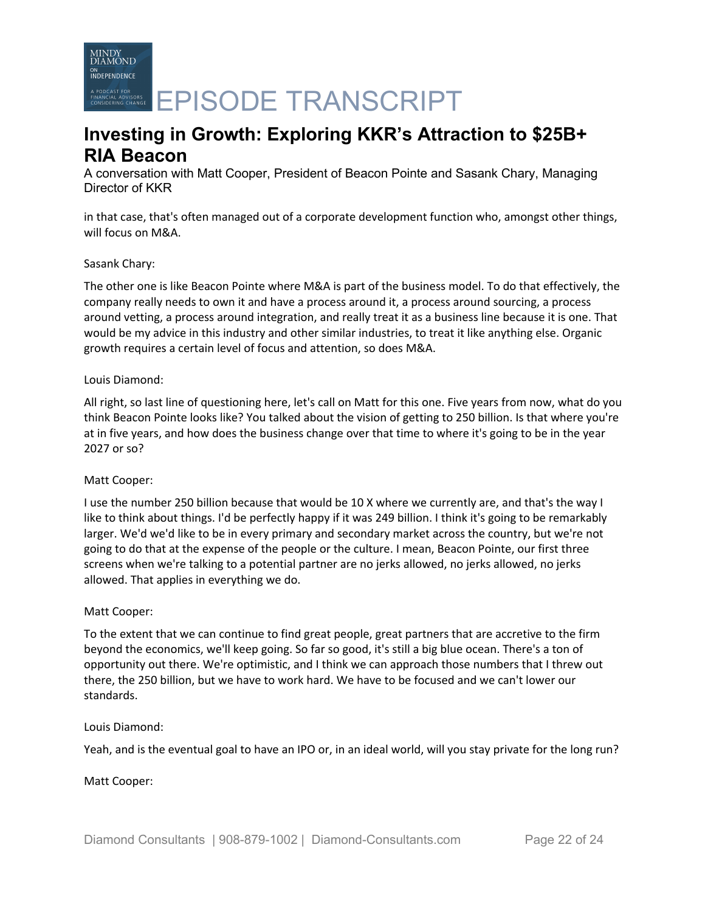in that case, that's often managed out of a corporate development function who, amongst other things, will focus on M&A.

Sasank Chary:

The other one is like Beacon Pointe where M&A is part of the business model. To do that effectively, the company really needs to own it and have a process around it, a process around sourcing, a process around vetting, a process around integration, and really treat it as a business line because it is one. That would be my advice in this industry and other similar industries, to treat it like anything else. Organic growth requires a certain level of focus and attention, so does M&A.

Louis Diamond:

All right, so last line of questioning here, let's call on Matt for this one. Five years from now, what do you think Beacon Pointe looks like? You talked about the vision of getting to 250 billion. Is that where you're at in five years, and how does the business change over that time to where it's going to be in the year 2027 or so?

Matt Cooper:

I use the number 250 billion because that would be 10 X where we currently are, and that's the way I like to think about things. I'd be perfectly happy if it was 249 billion. I think it's going to be remarkably larger. We'd we'd like to be in every primary and secondary market across the country, but we're not going to do that at the expense of the people or the culture. I mean, Beacon Pointe, our first three screens when we're talking to a potential partner are no jerks allowed, no jerks allowed, no jerks allowed. That applies in everything we do.

Matt Cooper:

To the extent that we can continue to find great people, great partners that are accretive to the firm beyond the economics, we'll keep going. So far so good, it's still a big blue ocean. There's a ton of opportunity out there. We're optimistic, and I think we can approach those numbers that I threw out there, the 250 billion, but we have to work hard. We have to be focused and we can't lower our standards.

Louis Diamond:

Yeah, and is the eventual goal to have an IPO or, in an ideal world, will you stay private for the long run?

Matt Cooper: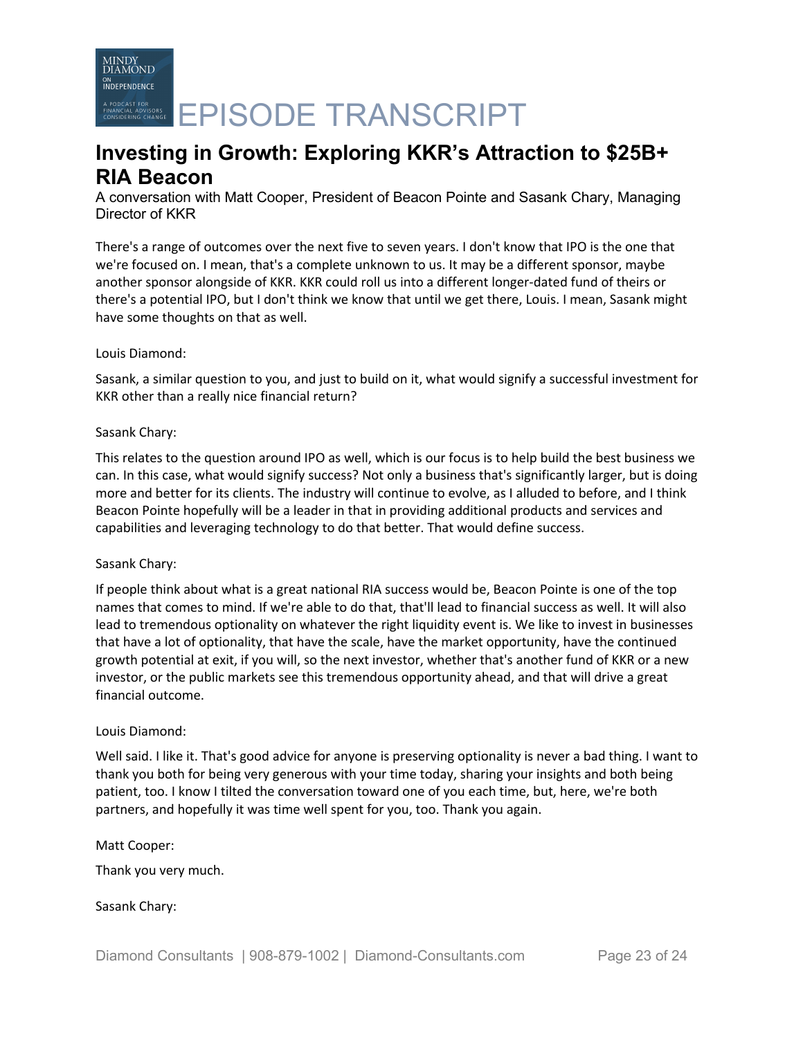# Investing in Growth: Exploring KKR's Attraction to $25B+ RIA Beacon

A conversation with Matt Cooper, President of Beacon Pointe and Sasank Chary, Managing Director of KKR

There's a range of outcomes over the next five to seven years. I don't know that IPO is the one that we're focused on. I mean, that's a complete unknown to us. It may be a different sponsor, maybe another sponsor alongside of KKR. KKR could roll us into a different longer-dated fund of theirs or there's a potential IPO, but I don't think we know that until we get there, Louis. I mean, Sasank might have some thoughts on that as well.

Louis Diamond:

Sasank, a similar question to you, and just to build on it, what would signify a successful investment for KKR other than a really nice financial return?

Sasank Chary:

This relates to the question around IPO as well, which is our focus is to help build the best business we can. In this case, what would signify success? Not only a business that's significantly larger, but is doing more and better for its clients. The industry will continue to evolve, as I alluded to before, and I think Beacon Pointe hopefully will be a leader in that in providing additional products and services and capabilities and leveraging technology to do that better. That would define success.

Sasank Chary:

If people think about what is a great national RIA success would be, Beacon Pointe is one of the top names that comes to mind. If we're able to do that, that'll lead to financial success as well. It will also lead to tremendous optionality on whatever the right liquidity event is. We like to invest in businesses that have a lot of optionality, that have the scale, have the market opportunity, have the continued growth potential at exit, if you will, so the next investor, whether that's another fund of KKR or a new investor, or the public markets see this tremendous opportunity ahead, and that will drive a great financial outcome.

Louis Diamond:

Well said. I like it. That's good advice for anyone is preserving optionality is never a bad thing. I want to thank you both for being very generous with your time today, sharing your insights and both being patient, too. I know I tilted the conversation toward one of you each time, but, here, we're both partners, and hopefully it was time well spent for you, too. Thank you again.

Matt Cooper:

Thank you very much.

Sasank Chary: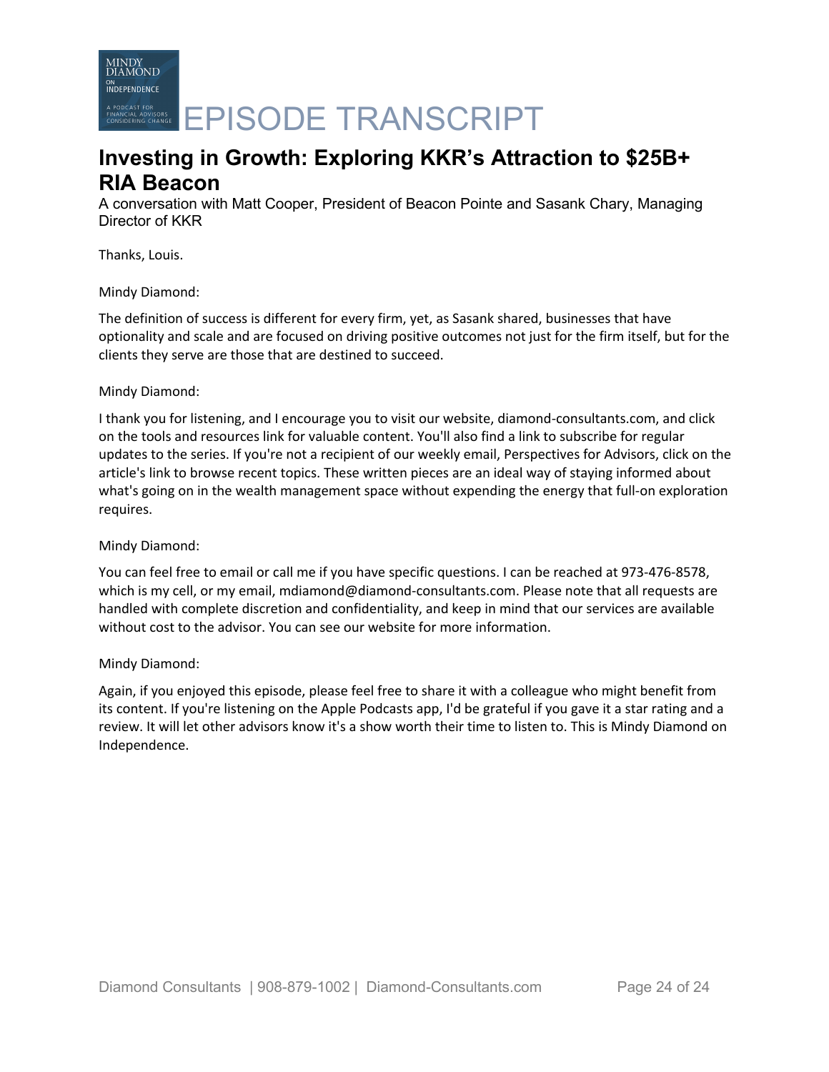# EPISODE TRANSCRIPT

## Investing in Growth: Exploring KKR's Attraction to $25B+ RIA Beacon

A conversation with Matt Cooper, President of Beacon Pointe and Sasank Chary, Managing Director of KKR

Thanks, Louis.

Mindy Diamond:

The definition of success is different for every firm, yet, as Sasank shared, businesses that have optionality and scale and are focused on driving positive outcomes not just for the firm itself, but for the clients they serve are those that are destined to succeed.

Mindy Diamond:

I thank you for listening, and I encourage you to visit our website, diamond-consultants.com, and click on the tools and resources link for valuable content. You'll also find a link to subscribe for regular updates to the series. If you're not a recipient of our weekly email, Perspectives for Advisors, click on the article's link to browse recent topics. These written pieces are an ideal way of staying informed about what's going on in the wealth management space without expending the energy that full-on exploration requires.

Mindy Diamond:

You can feel free to email or call me if you have specific questions. I can be reached at 973-476-8578, which is my cell, or my email, mdiamond@diamond-consultants.com. Please note that all requests are handled with complete discretion and confidentiality, and keep in mind that our services are available without cost to the advisor. You can see our website for more information.

Mindy Diamond:

Again, if you enjoyed this episode, please feel free to share it with a colleague who might benefit from its content. If you're listening on the Apple Podcasts app, I'd be grateful if you gave it a star rating and a review. It will let other advisors know it's a show worth their time to listen to. This is Mindy Diamond on Independence.